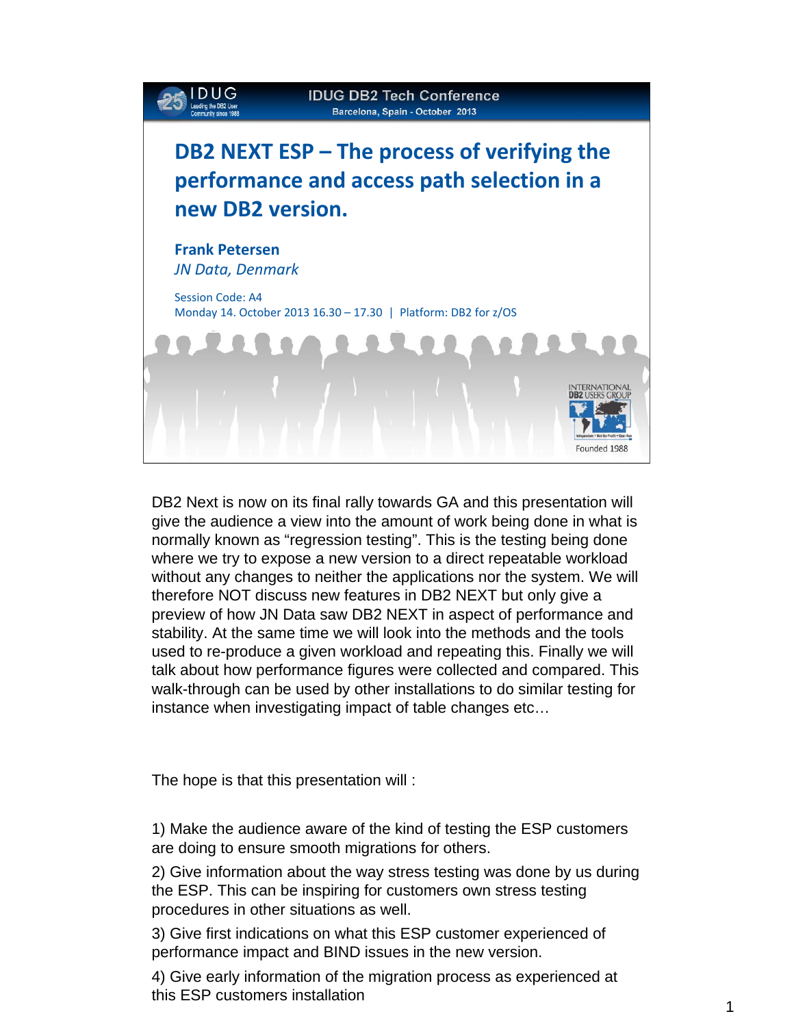IDUG DB2 Tech Conference
Barcelona, Spain - October 2013

# DB2 NEXT ESP – The process of verifying the performance and access path selection in a new DB2 version.

**Frank Petersen**
*JN Data, Denmark*

Session Code: A4
Monday 14. October 2013 16.30 – 17.30 | Platform: DB2 for z/OS

DB2 Next is now on its final rally towards GA and this presentation will give the audience a view into the amount of work being done in what is normally known as "regression testing". This is the testing being done where we try to expose a new version to a direct repeatable workload without any changes to neither the applications nor the system. We will therefore NOT discuss new features in DB2 NEXT but only give a preview of how JN Data saw DB2 NEXT in aspect of performance and stability. At the same time we will look into the methods and the tools used to re-produce a given workload and repeating this. Finally we will talk about how performance figures were collected and compared. This walk-through can be used by other installations to do similar testing for instance when investigating impact of table changes etc…

The hope is that this presentation will :

1) Make the audience aware of the kind of testing the ESP customers are doing to ensure smooth migrations for others.

2) Give information about the way stress testing was done by us during the ESP. This can be inspiring for customers own stress testing procedures in other situations as well.

3) Give first indications on what this ESP customer experienced of performance impact and BIND issues in the new version.

4) Give early information of the migration process as experienced at this ESP customers installation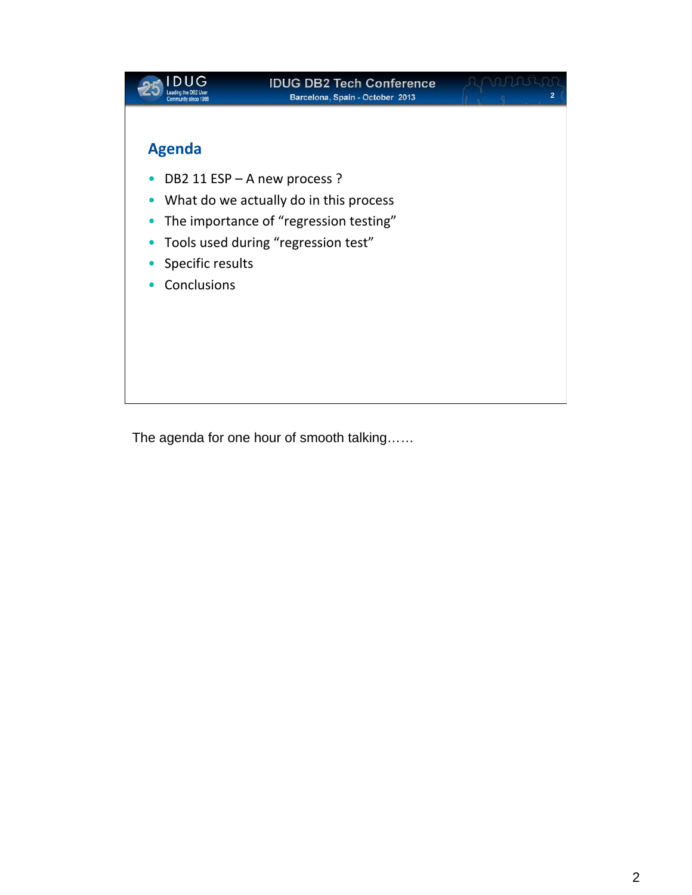## Agenda

- DB2 11 ESP – A new process ?
- What do we actually do in this process
- The importance of “regression testing”
- Tools used during “regression test”
- Specific results
- Conclusions

The agenda for one hour of smooth talking……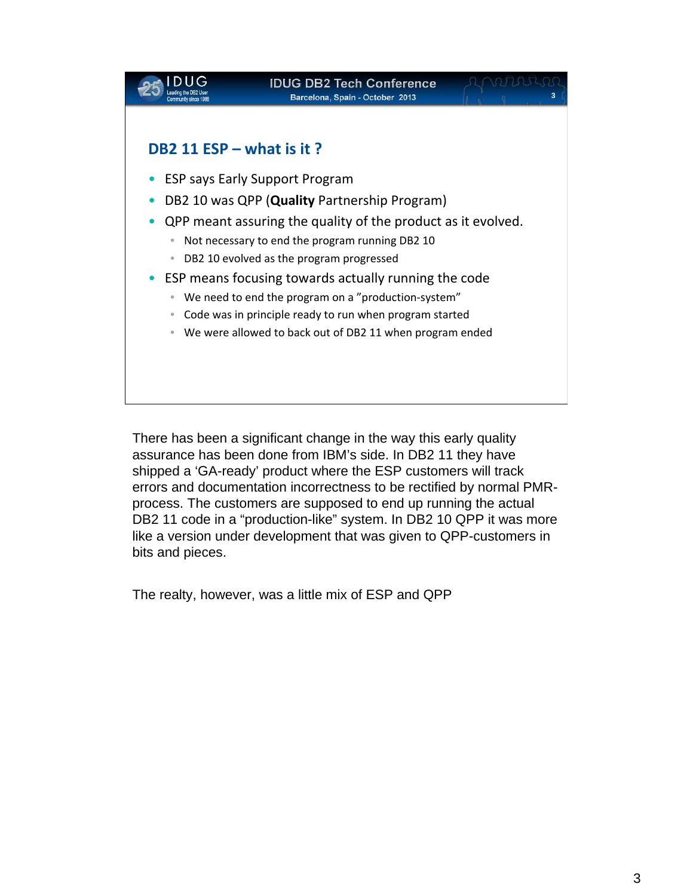## DB2 11 ESP – what is it ?

- ESP says Early Support Program
- DB2 10 was QPP (**Quality** Partnership Program)
- QPP meant assuring the quality of the product as it evolved.
  - Not necessary to end the program running DB2 10
  - DB2 10 evolved as the program progressed
- ESP means focusing towards actually running the code
  - We need to end the program on a "production-system"
  - Code was in principle ready to run when program started
  - We were allowed to back out of DB2 11 when program ended

There has been a significant change in the way this early quality assurance has been done from IBM's side. In DB2 11 they have shipped a 'GA-ready' product where the ESP customers will track errors and documentation incorrectness to be rectified by normal PMR-process. The customers are supposed to end up running the actual DB2 11 code in a "production-like" system. In DB2 10 QPP it was more like a version under development that was given to QPP-customers in bits and pieces.

The realty, however, was a little mix of ESP and QPP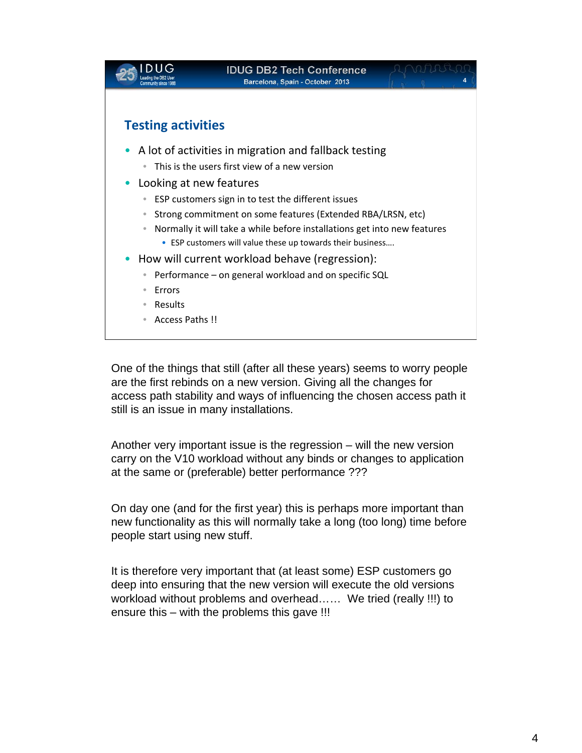## Testing activities

- A lot of activities in migration and fallback testing
  - This is the users first view of a new version
- Looking at new features
  - ESP customers sign in to test the different issues
  - Strong commitment on some features (Extended RBA/LRSN, etc)
  - Normally it will take a while before installations get into new features
    - ESP customers will value these up towards their business….
- How will current workload behave (regression):
  - Performance – on general workload and on specific SQL
  - Errors
  - Results
  - Access Paths !!

One of the things that still (after all these years) seems to worry people are the first rebinds on a new version. Giving all the changes for access path stability and ways of influencing the chosen access path it still is an issue in many installations.

Another very important issue is the regression – will the new version carry on the V10 workload without any binds or changes to application at the same or (preferable) better performance ???

On day one (and for the first year) this is perhaps more important than new functionality as this will normally take a long (too long) time before people start using new stuff.

It is therefore very important that (at least some) ESP customers go deep into ensuring that the new version will execute the old versions workload without problems and overhead…… We tried (really !!!) to ensure this – with the problems this gave !!!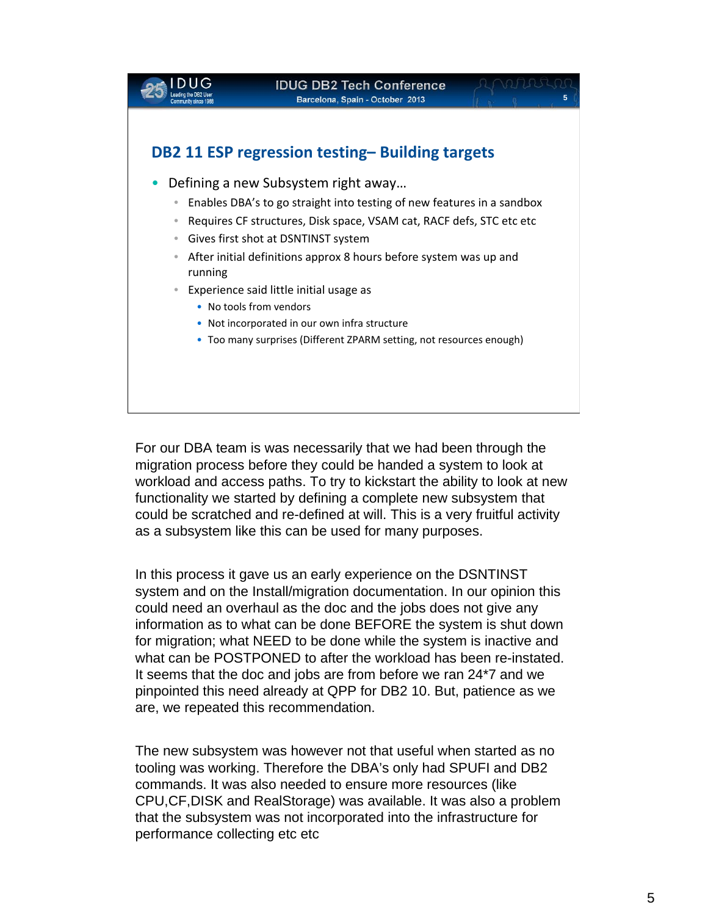## DB2 11 ESP regression testing– Building targets

- Defining a new Subsystem right away…
  - Enables DBA's to go straight into testing of new features in a sandbox
  - Requires CF structures, Disk space, VSAM cat, RACF defs, STC etc etc
  - Gives first shot at DSNTINST system
  - After initial definitions approx 8 hours before system was up and running
  - Experience said little initial usage as
    - No tools from vendors
    - Not incorporated in our own infra structure
    - Too many surprises (Different ZPARM setting, not resources enough)

For our DBA team is was necessarily that we had been through the migration process before they could be handed a system to look at workload and access paths. To try to kickstart the ability to look at new functionality we started by defining a complete new subsystem that could be scratched and re-defined at will. This is a very fruitful activity as a subsystem like this can be used for many purposes.

In this process it gave us an early experience on the DSNTINST system and on the Install/migration documentation. In our opinion this could need an overhaul as the doc and the jobs does not give any information as to what can be done BEFORE the system is shut down for migration; what NEED to be done while the system is inactive and what can be POSTPONED to after the workload has been re-instated. It seems that the doc and jobs are from before we ran 24*7 and we pinpointed this need already at QPP for DB2 10. But, patience as we are, we repeated this recommendation.

The new subsystem was however not that useful when started as no tooling was working. Therefore the DBA's only had SPUFI and DB2 commands. It was also needed to ensure more resources (like CPU,CF,DISK and RealStorage) was available. It was also a problem that the subsystem was not incorporated into the infrastructure for performance collecting etc etc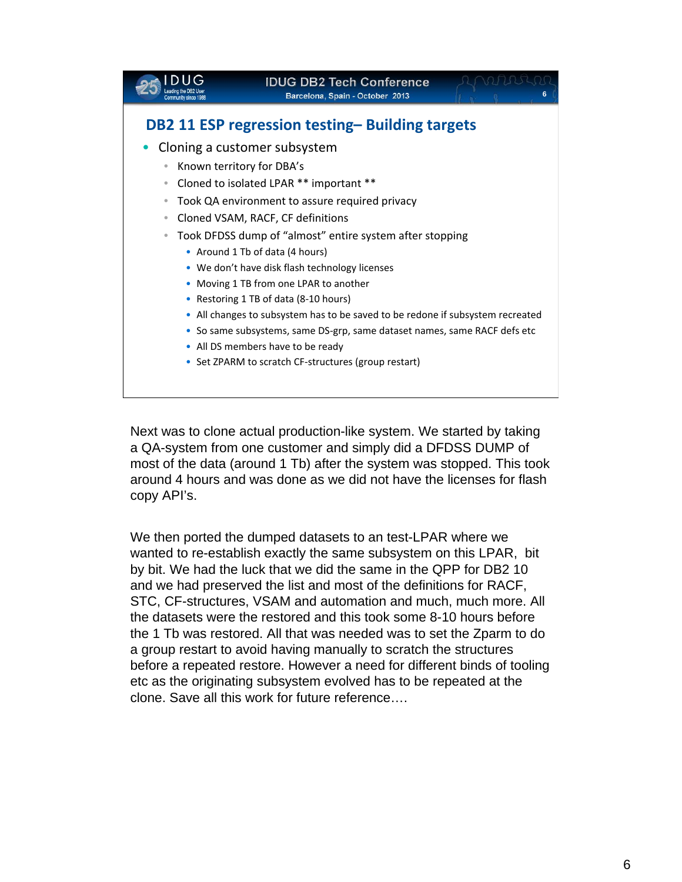## DB2 11 ESP regression testing– Building targets

- Cloning a customer subsystem
  - Known territory for DBA's
  - Cloned to isolated LPAR ** important **
  - Took QA environment to assure required privacy
  - Cloned VSAM, RACF, CF definitions
  - Took DFDSS dump of "almost" entire system after stopping
    - Around 1 Tb of data (4 hours)
    - We don't have disk flash technology licenses
    - Moving 1 TB from one LPAR to another
    - Restoring 1 TB of data (8-10 hours)
    - All changes to subsystem has to be saved to be redone if subsystem recreated
    - So same subsystems, same DS-grp, same dataset names, same RACF defs etc
    - All DS members have to be ready
    - Set ZPARM to scratch CF-structures (group restart)

Next was to clone actual production-like system. We started by taking a QA-system from one customer and simply did a DFDSS DUMP of most of the data (around 1 Tb) after the system was stopped. This took around 4 hours and was done as we did not have the licenses for flash copy API's.

We then ported the dumped datasets to an test-LPAR where we wanted to re-establish exactly the same subsystem on this LPAR, bit by bit. We had the luck that we did the same in the QPP for DB2 10 and we had preserved the list and most of the definitions for RACF, STC, CF-structures, VSAM and automation and much, much more. All the datasets were the restored and this took some 8-10 hours before the 1 Tb was restored. All that was needed was to set the Zparm to do a group restart to avoid having manually to scratch the structures before a repeated restore. However a need for different binds of tooling etc as the originating subsystem evolved has to be repeated at the clone. Save all this work for future reference….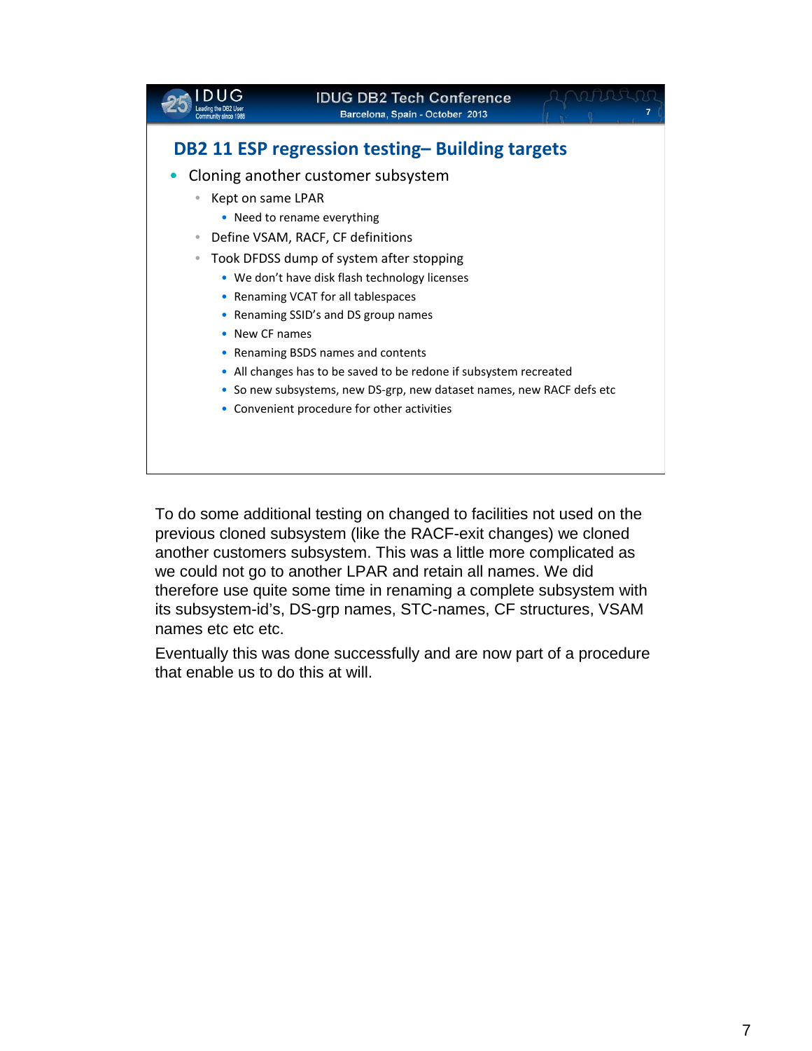## DB2 11 ESP regression testing– Building targets

- Cloning another customer subsystem
  - Kept on same LPAR
    - Need to rename everything
  - Define VSAM, RACF, CF definitions
  - Took DFDSS dump of system after stopping
    - We don't have disk flash technology licenses
    - Renaming VCAT for all tablespaces
    - Renaming SSID's and DS group names
    - New CF names
    - Renaming BSDS names and contents
    - All changes has to be saved to be redone if subsystem recreated
    - So new subsystems, new DS-grp, new dataset names, new RACF defs etc
    - Convenient procedure for other activities

To do some additional testing on changed to facilities not used on the previous cloned subsystem (like the RACF-exit changes) we cloned another customers subsystem. This was a little more complicated as we could not go to another LPAR and retain all names. We did therefore use quite some time in renaming a complete subsystem with its subsystem-id's, DS-grp names, STC-names, CF structures, VSAM names etc etc etc.

Eventually this was done successfully and are now part of a procedure that enable us to do this at will.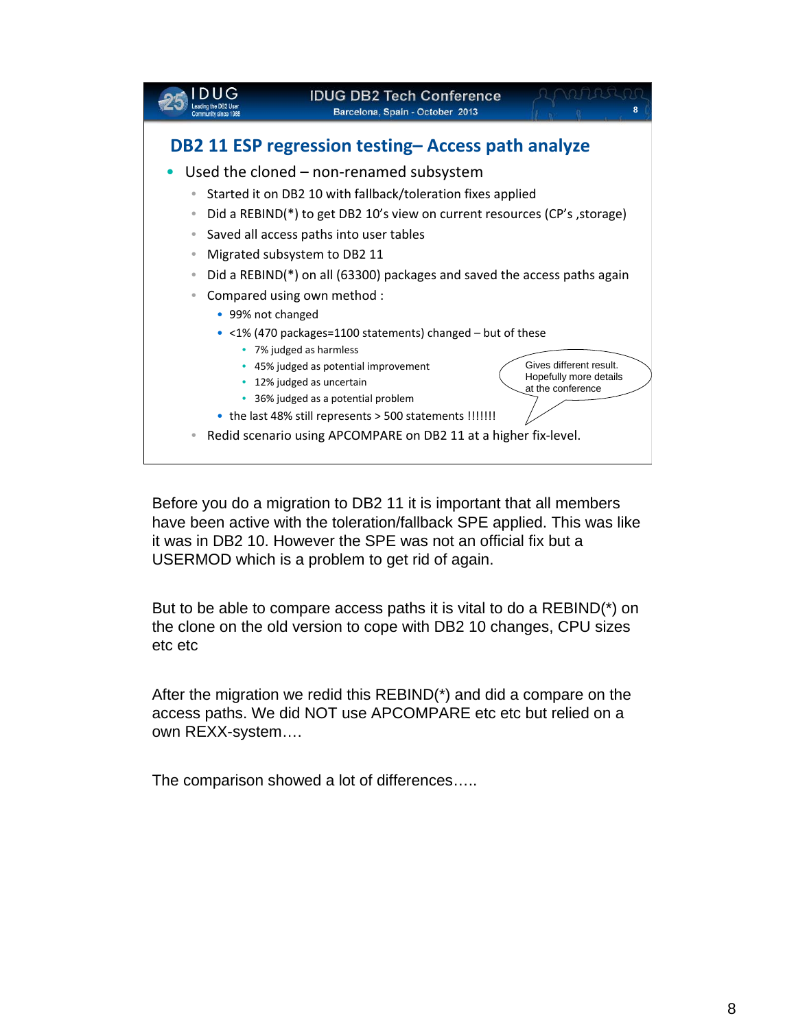## DB2 11 ESP regression testing– Access path analyze

- Used the cloned – non-renamed subsystem
  - Started it on DB2 10 with fallback/toleration fixes applied
  - Did a REBIND(*) to get DB2 10's view on current resources (CP's ,storage)
  - Saved all access paths into user tables
  - Migrated subsystem to DB2 11
  - Did a REBIND(*) on all (63300) packages and saved the access paths again
  - Compared using own method :
    - 99% not changed
    - <1% (470 packages=1100 statements) changed – but of these
      - 7% judged as harmless
      - 45% judged as potential improvement
      - 12% judged as uncertain
      - 36% judged as a potential problem
    - the last 48% still represents > 500 statements !!!!!!!
  - Redid scenario using APCOMPARE on DB2 11 at a higher fix-level.

Gives different result. Hopefully more details at the conference

Before you do a migration to DB2 11 it is important that all members have been active with the toleration/fallback SPE applied. This was like it was in DB2 10. However the SPE was not an official fix but a USERMOD which is a problem to get rid of again.

But to be able to compare access paths it is vital to do a REBIND(*) on the clone on the old version to cope with DB2 10 changes, CPU sizes etc etc

After the migration we redid this REBIND(*) and did a compare on the access paths. We did NOT use APCOMPARE etc etc but relied on a own REXX-system….

The comparison showed a lot of differences…..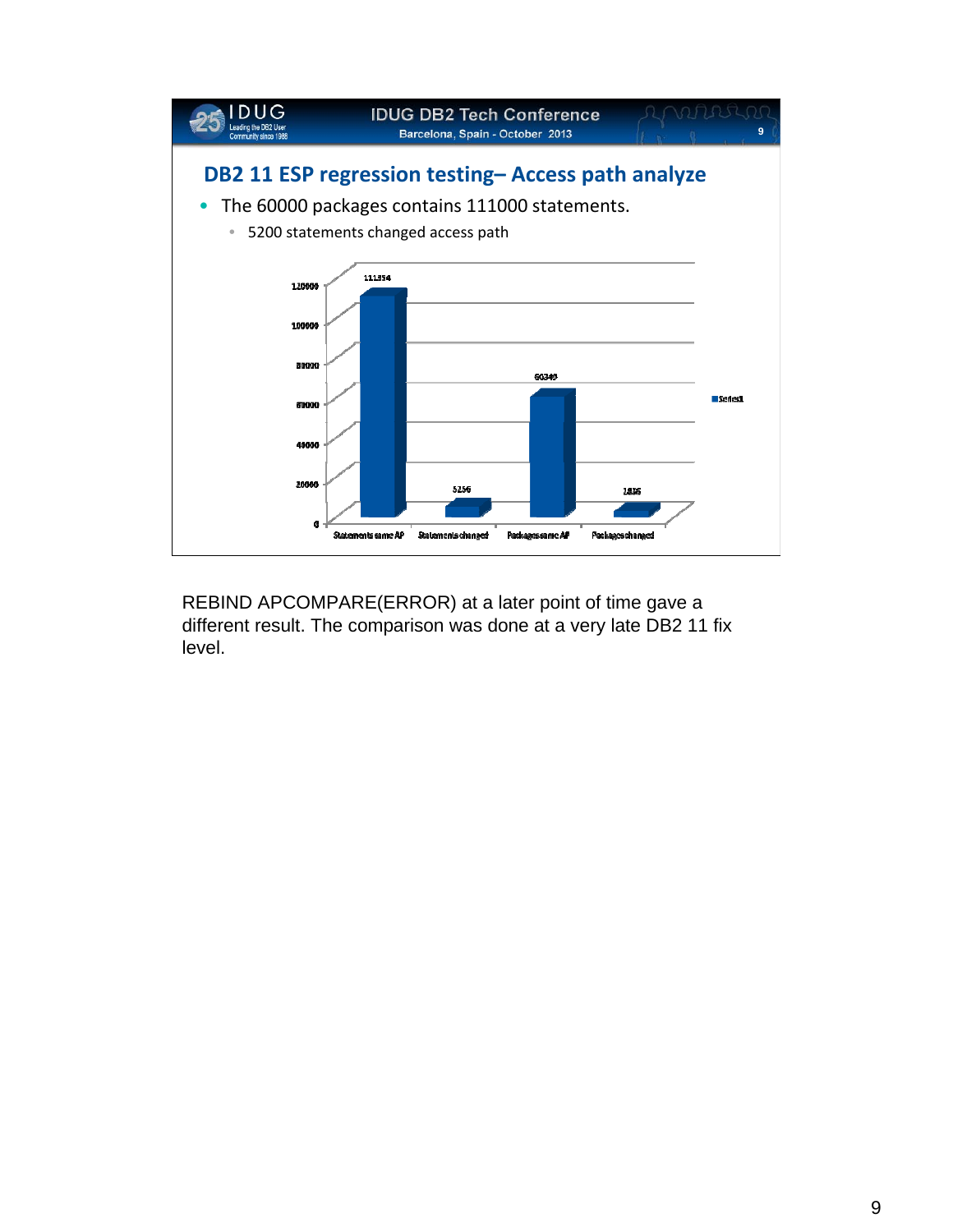## DB2 11 ESP regression testing– Access path analyze

- The 60000 packages contains 111000 statements.
  - 5200 statements changed access path

| | Statements same AP | Statements changed | Packages same AP | Packages changed |
|---|---|---|---|---|
| Series1 | 111354 | 5256 | 60349 | 1835 |

REBIND APCOMPARE(ERROR) at a later point of time gave a different result. The comparison was done at a very late DB2 11 fix level.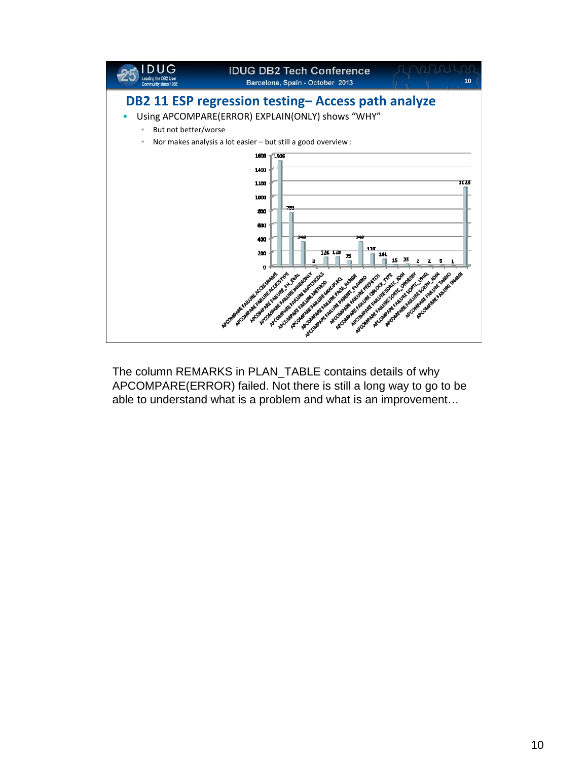## DB2 11 ESP regression testing– Access path analyze

- Using APCOMPARE(ERROR) EXPLAIN(ONLY) shows "WHY"
  - But not better/worse
  - Nor makes analysis a lot easier – but still a good overview :

| Failure | Count |
|---|---|
| APCOMPARE FAILURE ACCESSNAME | 1506 |
| APCOMPARE FAILURE ACCESSTYPE | 791 |
| APCOMPARE FAILURE_FN_EVAL | 348 |
| APCOMPARE FAILURE INDEXONLY | 2 |
| APCOMPARE FAILURE MATCHCOLS | 124 |
| APCOMPARE FAILURE METHOD | 128 |
| APCOMPARE FAILURE MIXOPSEQ | 75 |
| APCOMPARE FAILURE PAGE_RANGE | 347 |
| APCOMPARE FAILURE PARENT_PLANNO | 170 |
| APCOMPARE FAILURE PREFETCH | 101 |
| APCOMPARE FAILURE QBLOCK_TYPE | 15 |
| APCOMPARE FAILURE SORTC_JOIN | 25 |
| APCOMPARE FAILURE SORTC_ORDERBY | 2 |
| APCOMPARE FAILURE SORTC_UNIQ | 2 |
| APCOMPARE FAILURE SORTN_JOIN | 5 |
| APCOMPARE FAILURE TABNO | 1 |
| APCOMPARE FAILURE TNAME | 1115 |

The column REMARKS in PLAN_TABLE contains details of why APCOMPARE(ERROR) failed. Not there is still a long way to go to be able to understand what is a problem and what is an improvement…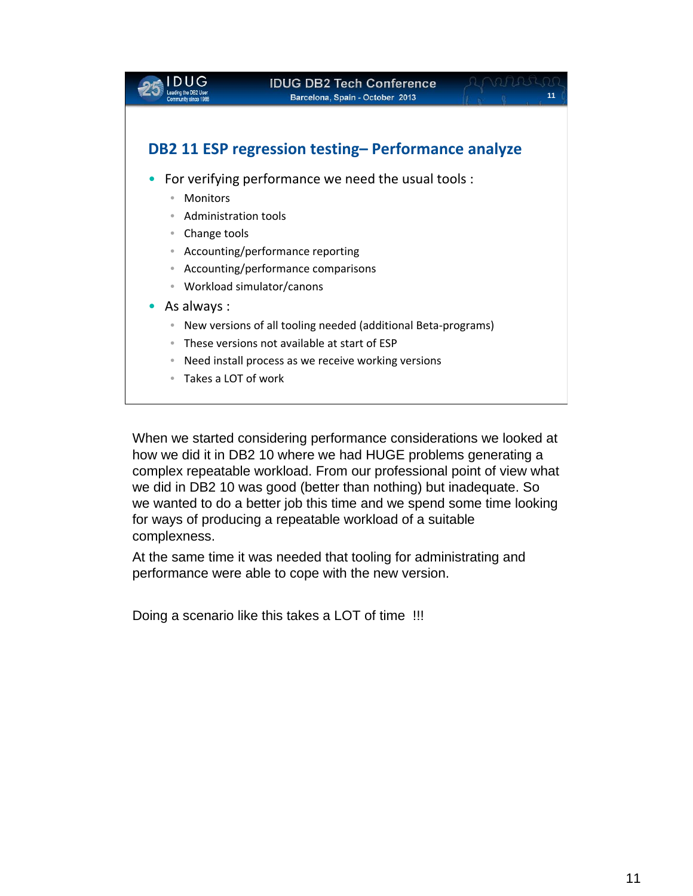## DB2 11 ESP regression testing– Performance analyze

- For verifying performance we need the usual tools :
  - Monitors
  - Administration tools
  - Change tools
  - Accounting/performance reporting
  - Accounting/performance comparisons
  - Workload simulator/canons
- As always :
  - New versions of all tooling needed (additional Beta-programs)
  - These versions not available at start of ESP
  - Need install process as we receive working versions
  - Takes a LOT of work

When we started considering performance considerations we looked at how we did it in DB2 10 where we had HUGE problems generating a complex repeatable workload. From our professional point of view what we did in DB2 10 was good (better than nothing) but inadequate. So we wanted to do a better job this time and we spend some time looking for ways of producing a repeatable workload of a suitable complexness.

At the same time it was needed that tooling for administrating and performance were able to cope with the new version.

Doing a scenario like this takes a LOT of time !!!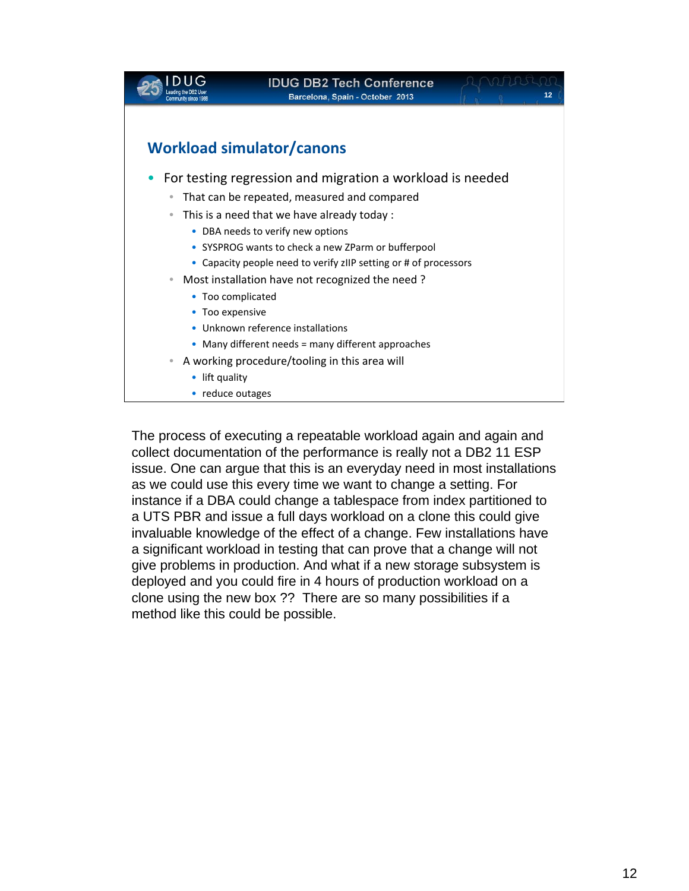## Workload simulator/canons

- For testing regression and migration a workload is needed
  - That can be repeated, measured and compared
  - This is a need that we have already today :
    - DBA needs to verify new options
    - SYSPROG wants to check a new ZParm or bufferpool
    - Capacity people need to verify zIIP setting or # of processors
  - Most installation have not recognized the need ?
    - Too complicated
    - Too expensive
    - Unknown reference installations
    - Many different needs = many different approaches
  - A working procedure/tooling in this area will
    - lift quality
    - reduce outages

The process of executing a repeatable workload again and again and collect documentation of the performance is really not a DB2 11 ESP issue. One can argue that this is an everyday need in most installations as we could use this every time we want to change a setting. For instance if a DBA could change a tablespace from index partitioned to a UTS PBR and issue a full days workload on a clone this could give invaluable knowledge of the effect of a change. Few installations have a significant workload in testing that can prove that a change will not give problems in production. And what if a new storage subsystem is deployed and you could fire in 4 hours of production workload on a clone using the new box ?? There are so many possibilities if a method like this could be possible.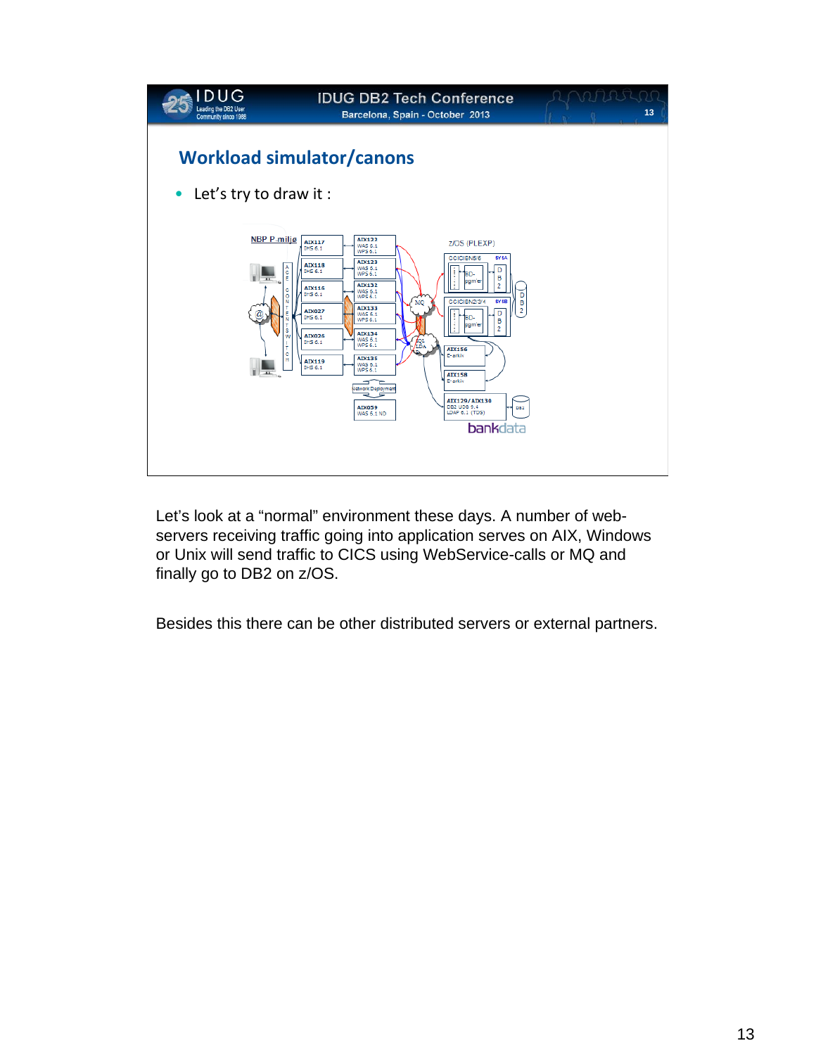## Workload simulator/canons

- Let's try to draw it :

Let's look at a "normal" environment these days. A number of web-servers receiving traffic going into application serves on AIX, Windows or Unix will send traffic to CICS using WebService-calls or MQ and finally go to DB2 on z/OS.

Besides this there can be other distributed servers or external partners.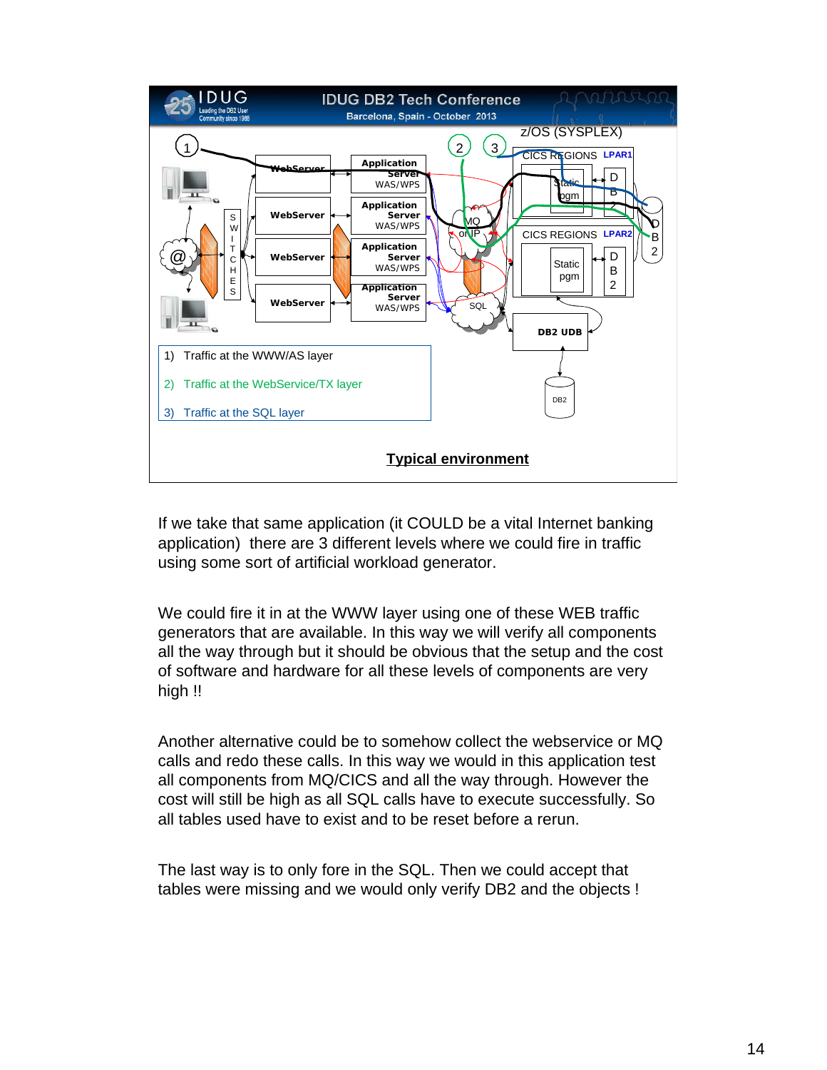1) Traffic at the WWW/AS layer

2) Traffic at the WebService/TX layer

3) Traffic at the SQL layer

**Typical environment**

If we take that same application (it COULD be a vital Internet banking application) there are 3 different levels where we could fire in traffic using some sort of artificial workload generator.

We could fire it in at the WWW layer using one of these WEB traffic generators that are available. In this way we will verify all components all the way through but it should be obvious that the setup and the cost of software and hardware for all these levels of components are very high !!

Another alternative could be to somehow collect the webservice or MQ calls and redo these calls. In this way we would in this application test all components from MQ/CICS and all the way through. However the cost will still be high as all SQL calls have to execute successfully. So all tables used have to exist and to be reset before a rerun.

The last way is to only fore in the SQL. Then we could accept that tables were missing and we would only verify DB2 and the objects !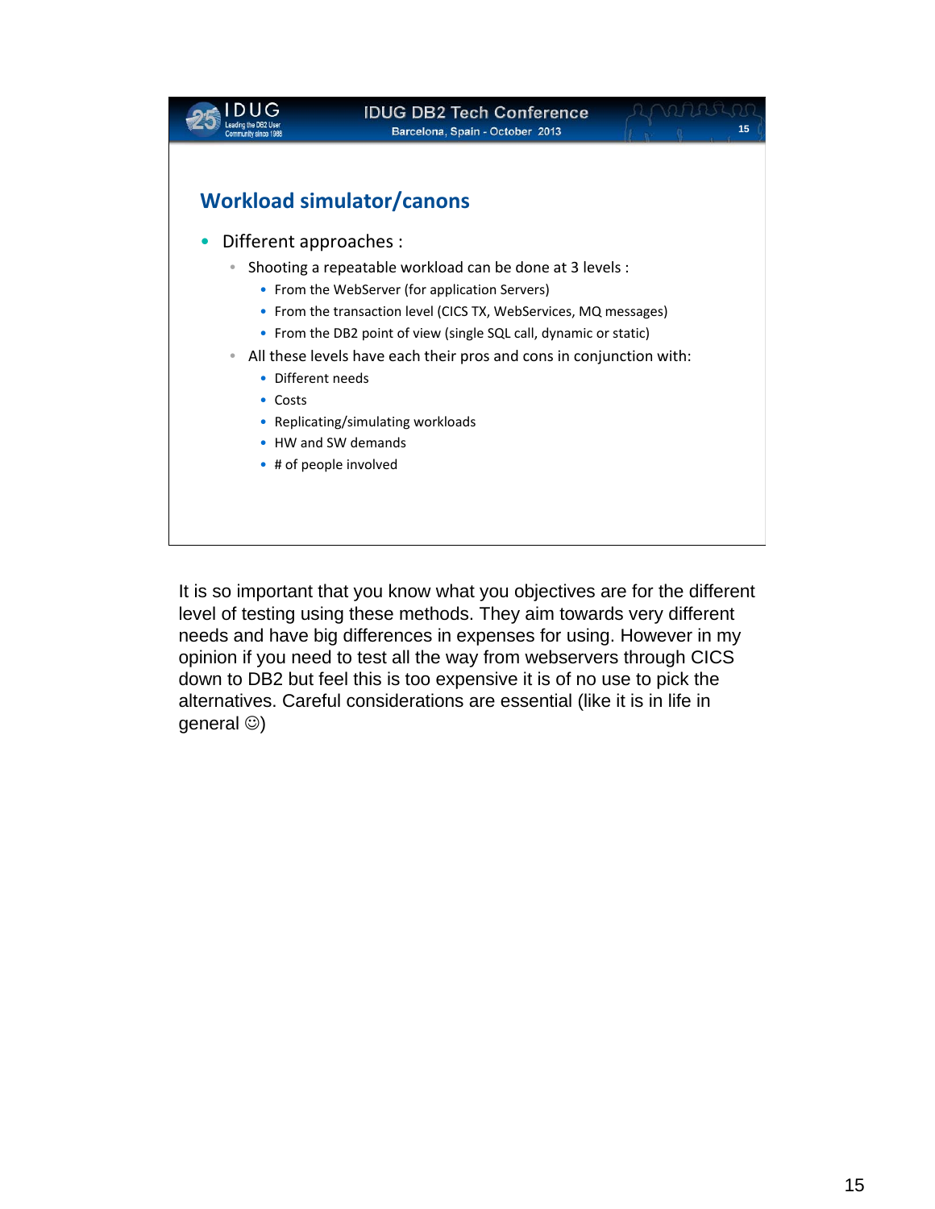## Workload simulator/canons

- Different approaches :
  - Shooting a repeatable workload can be done at 3 levels :
    - From the WebServer (for application Servers)
    - From the transaction level (CICS TX, WebServices, MQ messages)
    - From the DB2 point of view (single SQL call, dynamic or static)
  - All these levels have each their pros and cons in conjunction with:
    - Different needs
    - Costs
    - Replicating/simulating workloads
    - HW and SW demands
    - # of people involved

It is so important that you know what you objectives are for the different level of testing using these methods. They aim towards very different needs and have big differences in expenses for using. However in my opinion if you need to test all the way from webservers through CICS down to DB2 but feel this is too expensive it is of no use to pick the alternatives. Careful considerations are essential (like it is in life in general ☺)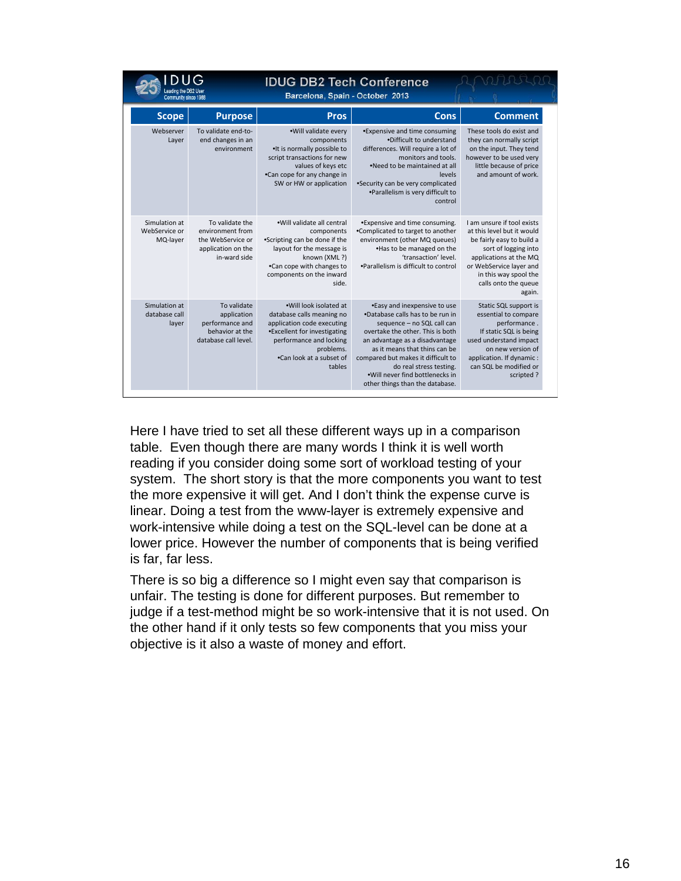| Scope | Purpose | Pros | Cons | Comment |
|---|---|---|---|---|
| Webserver Layer | To validate end-to-end changes in an environment | •Will validate every components •It is normally possible to script transactions for new values of keys etc •Can cope for any change in SW or HW or application | •Expensive and time consuming •Difficult to understand differences. Will require a lot of monitors and tools. •Need to be maintained at all levels •Security can be very complicated •Parallelism is very difficult to control | These tools do exist and they can normally script on the input. They tend however to be used very little because of price and amount of work. |
| Simulation at WebService or MQ-layer | To validate the environment from the WebService or application on the in-ward side | •Will validate all central components •Scripting can be done if the layout for the message is known (XML ?) •Can cope with changes to components on the inward side. | •Expensive and time consuming. •Complicated to target to another environment (other MQ queues) •Has to be managed on the 'transaction' level. •Parallelism is difficult to control | I am unsure if tool exists at this level but it would be fairly easy to build a sort of logging into applications at the MQ or WebService layer and in this way spool the calls onto the queue again. |
| Simulation at database call layer | To validate application performance and behavior at the database call level. | •Will look isolated at database calls meaning no application code executing •Excellent for investigating performance and locking problems. •Can look at a subset of tables | •Easy and inexpensive to use •Database calls has to be run in sequence – no SQL call can overtake the other. This is both an advantage as a disadvantage as it means that thins can be compared but makes it difficult to do real stress testing. •Will never find bottlenecks in other things than the database. | Static SQL support is essential to compare performance . If static SQL is being used understand impact on new version of application. If dynamic : can SQL be modified or scripted ? |

Here I have tried to set all these different ways up in a comparison table. Even though there are many words I think it is well worth reading if you consider doing some sort of workload testing of your system. The short story is that the more components you want to test the more expensive it will get. And I don't think the expense curve is linear. Doing a test from the www-layer is extremely expensive and work-intensive while doing a test on the SQL-level can be done at a lower price. However the number of components that is being verified is far, far less.

There is so big a difference so I might even say that comparison is unfair. The testing is done for different purposes. But remember to judge if a test-method might be so work-intensive that it is not used. On the other hand if it only tests so few components that you miss your objective is it also a waste of money and effort.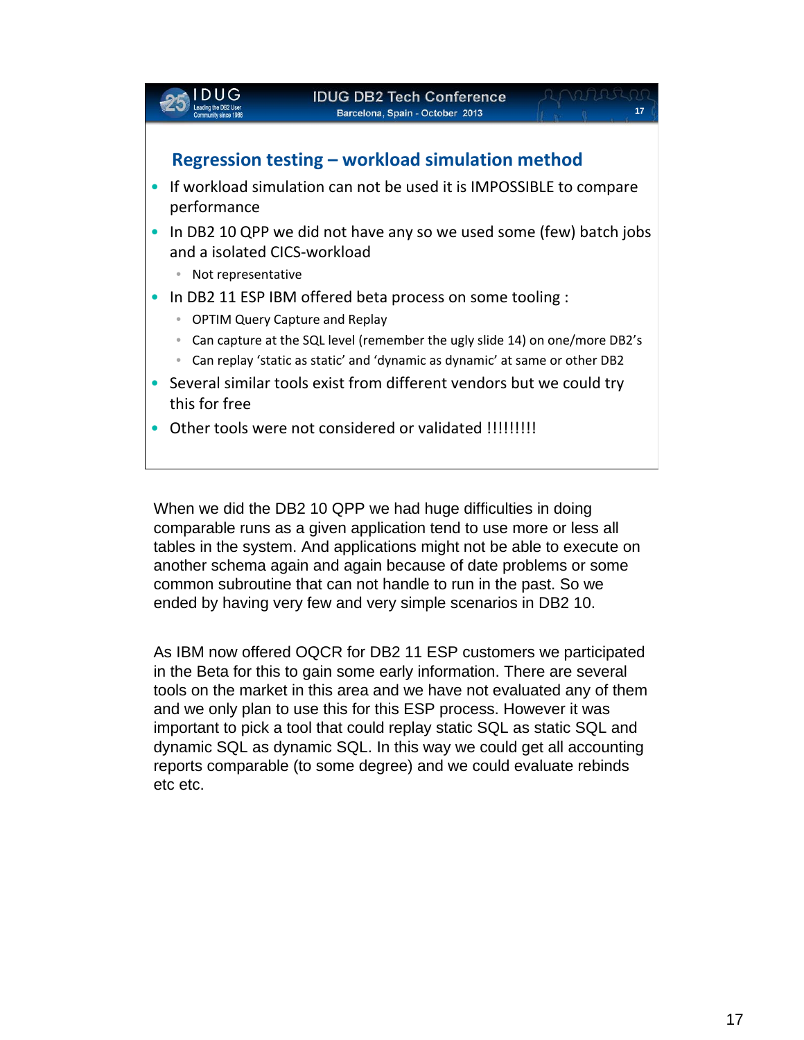## Regression testing – workload simulation method

- If workload simulation can not be used it is IMPOSSIBLE to compare performance
- In DB2 10 QPP we did not have any so we used some (few) batch jobs and a isolated CICS-workload
  - Not representative
- In DB2 11 ESP IBM offered beta process on some tooling :
  - OPTIM Query Capture and Replay
  - Can capture at the SQL level (remember the ugly slide 14) on one/more DB2's
  - Can replay 'static as static' and 'dynamic as dynamic' at same or other DB2
- Several similar tools exist from different vendors but we could try this for free
- Other tools were not considered or validated !!!!!!!!!

When we did the DB2 10 QPP we had huge difficulties in doing comparable runs as a given application tend to use more or less all tables in the system. And applications might not be able to execute on another schema again and again because of date problems or some common subroutine that can not handle to run in the past. So we ended by having very few and very simple scenarios in DB2 10.

As IBM now offered OQCR for DB2 11 ESP customers we participated in the Beta for this to gain some early information. There are several tools on the market in this area and we have not evaluated any of them and we only plan to use this for this ESP process. However it was important to pick a tool that could replay static SQL as static SQL and dynamic SQL as dynamic SQL. In this way we could get all accounting reports comparable (to some degree) and we could evaluate rebinds etc etc.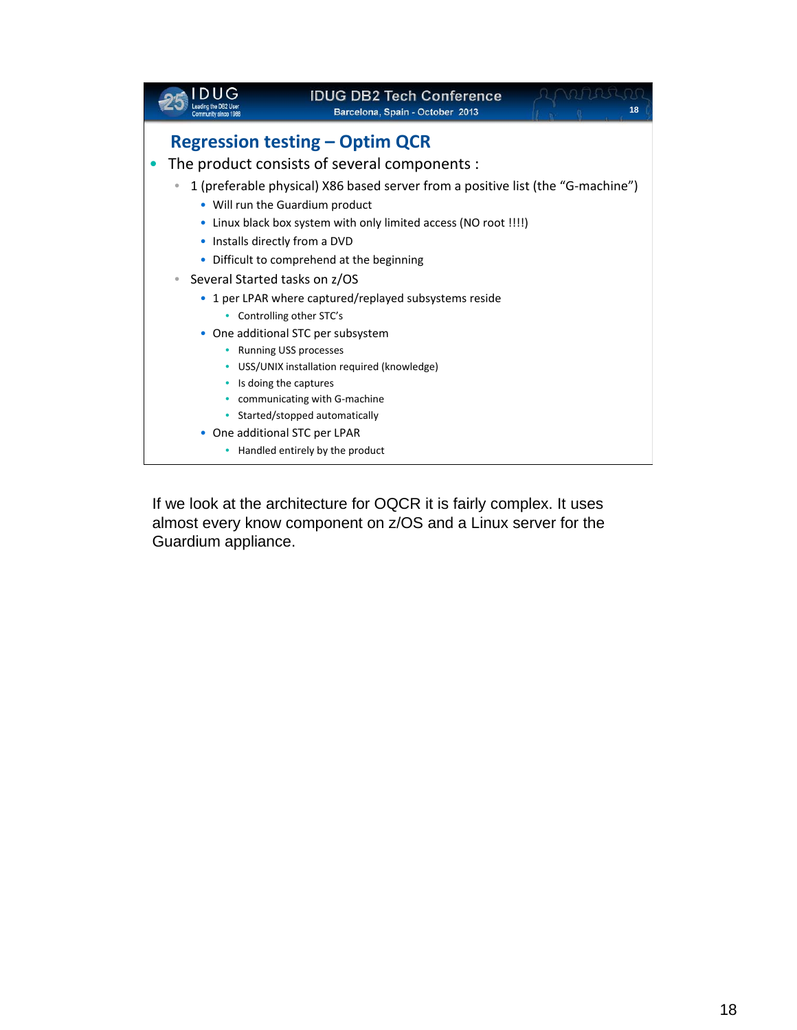## Regression testing – Optim QCR

- The product consists of several components :
  - 1 (preferable physical) X86 based server from a positive list (the "G-machine")
    - Will run the Guardium product
    - Linux black box system with only limited access (NO root !!!!)
    - Installs directly from a DVD
    - Difficult to comprehend at the beginning
  - Several Started tasks on z/OS
    - 1 per LPAR where captured/replayed subsystems reside
      - Controlling other STC's
    - One additional STC per subsystem
      - Running USS processes
      - USS/UNIX installation required (knowledge)
      - Is doing the captures
      - communicating with G-machine
      - Started/stopped automatically
    - One additional STC per LPAR
      - Handled entirely by the product

If we look at the architecture for OQCR it is fairly complex. It uses almost every know component on z/OS and a Linux server for the Guardium appliance.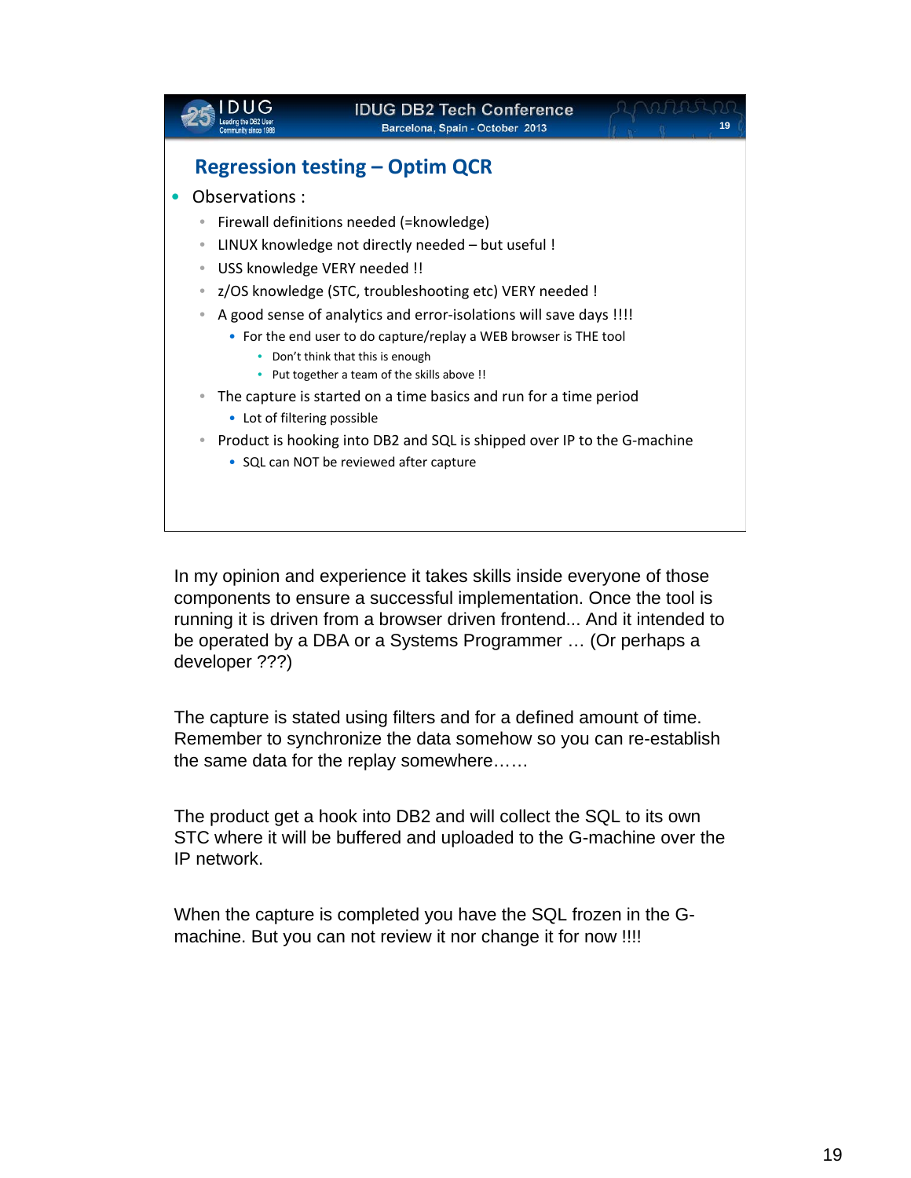## Regression testing – Optim QCR

- Observations :
  - Firewall definitions needed (=knowledge)
  - LINUX knowledge not directly needed – but useful !
  - USS knowledge VERY needed !!
  - z/OS knowledge (STC, troubleshooting etc) VERY needed !
  - A good sense of analytics and error-isolations will save days !!!!
    - For the end user to do capture/replay a WEB browser is THE tool
      - Don't think that this is enough
      - Put together a team of the skills above !!
  - The capture is started on a time basics and run for a time period
    - Lot of filtering possible
  - Product is hooking into DB2 and SQL is shipped over IP to the G-machine
    - SQL can NOT be reviewed after capture

In my opinion and experience it takes skills inside everyone of those components to ensure a successful implementation. Once the tool is running it is driven from a browser driven frontend... And it intended to be operated by a DBA or a Systems Programmer … (Or perhaps a developer ???)

The capture is stated using filters and for a defined amount of time. Remember to synchronize the data somehow so you can re-establish the same data for the replay somewhere……

The product get a hook into DB2 and will collect the SQL to its own STC where it will be buffered and uploaded to the G-machine over the IP network.

When the capture is completed you have the SQL frozen in the G-machine. But you can not review it nor change it for now !!!!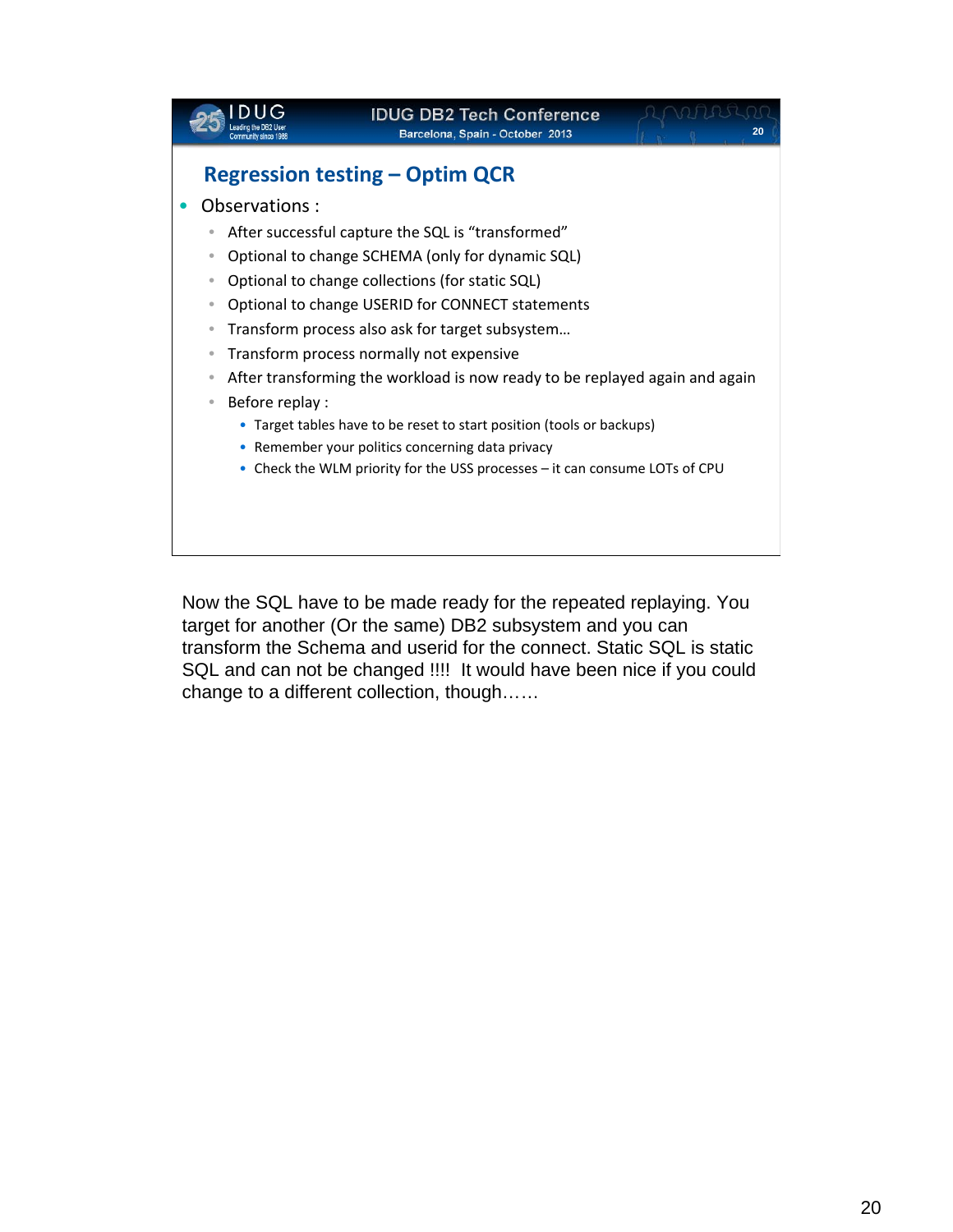## Regression testing – Optim QCR

- Observations :
  - After successful capture the SQL is "transformed"
  - Optional to change SCHEMA (only for dynamic SQL)
  - Optional to change collections (for static SQL)
  - Optional to change USERID for CONNECT statements
  - Transform process also ask for target subsystem…
  - Transform process normally not expensive
  - After transforming the workload is now ready to be replayed again and again
  - Before replay :
    - Target tables have to be reset to start position (tools or backups)
    - Remember your politics concerning data privacy
    - Check the WLM priority for the USS processes – it can consume LOTs of CPU

Now the SQL have to be made ready for the repeated replaying. You target for another (Or the same) DB2 subsystem and you can transform the Schema and userid for the connect. Static SQL is static SQL and can not be changed !!!! It would have been nice if you could change to a different collection, though……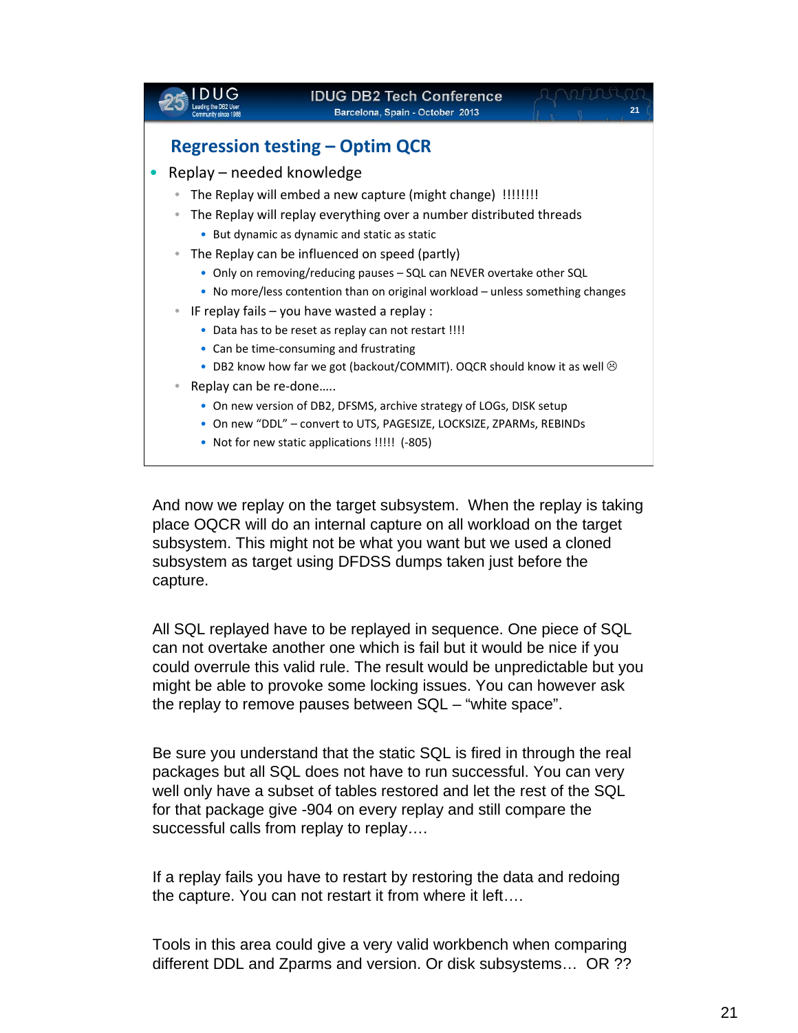## Regression testing – Optim QCR

- Replay – needed knowledge
  - The Replay will embed a new capture (might change) !!!!!!!!
  - The Replay will replay everything over a number distributed threads
    - But dynamic as dynamic and static as static
  - The Replay can be influenced on speed (partly)
    - Only on removing/reducing pauses – SQL can NEVER overtake other SQL
    - No more/less contention than on original workload – unless something changes
  - IF replay fails – you have wasted a replay :
    - Data has to be reset as replay can not restart !!!!
    - Can be time-consuming and frustrating
    - DB2 know how far we got (backout/COMMIT). OQCR should know it as well ☹
  - Replay can be re-done…..
    - On new version of DB2, DFSMS, archive strategy of LOGs, DISK setup
    - On new "DDL" – convert to UTS, PAGESIZE, LOCKSIZE, ZPARMs, REBINDs
    - Not for new static applications !!!!! (-805)

And now we replay on the target subsystem. When the replay is taking place OQCR will do an internal capture on all workload on the target subsystem. This might not be what you want but we used a cloned subsystem as target using DFDSS dumps taken just before the capture.

All SQL replayed have to be replayed in sequence. One piece of SQL can not overtake another one which is fail but it would be nice if you could overrule this valid rule. The result would be unpredictable but you might be able to provoke some locking issues. You can however ask the replay to remove pauses between SQL – "white space".

Be sure you understand that the static SQL is fired in through the real packages but all SQL does not have to run successful. You can very well only have a subset of tables restored and let the rest of the SQL for that package give -904 on every replay and still compare the successful calls from replay to replay….

If a replay fails you have to restart by restoring the data and redoing the capture. You can not restart it from where it left….

Tools in this area could give a very valid workbench when comparing different DDL and Zparms and version. Or disk subsystems… OR ??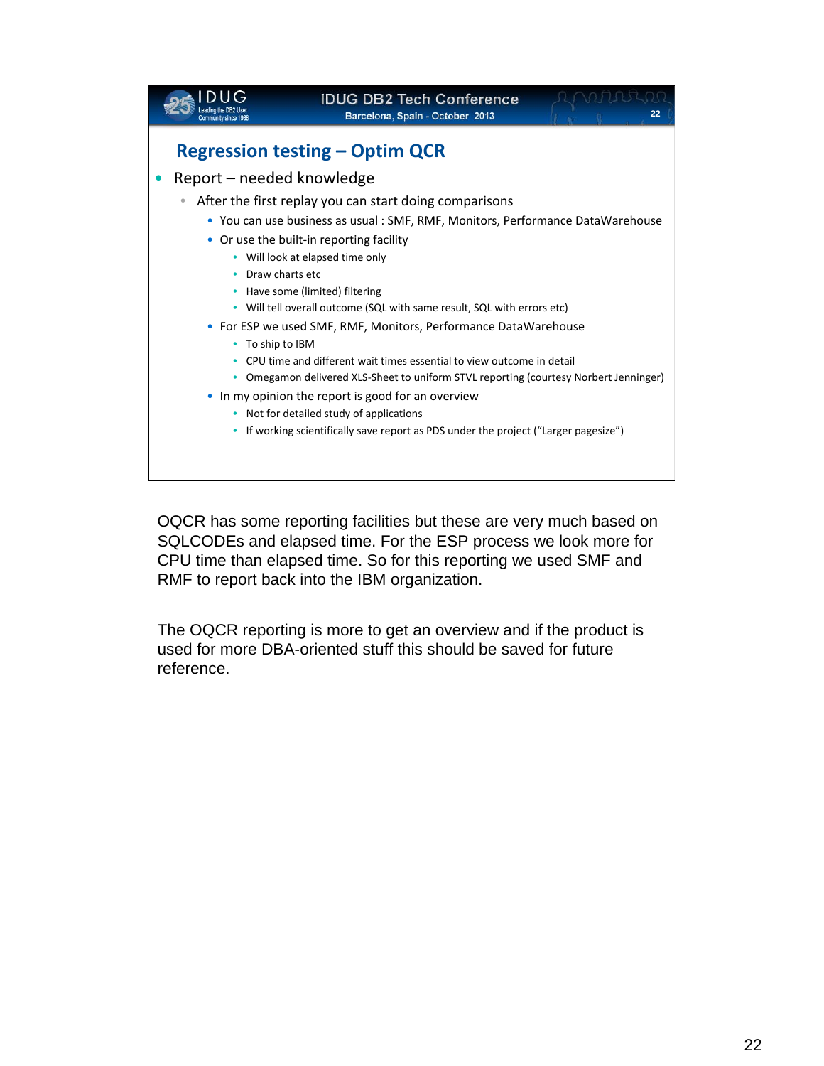## Regression testing – Optim QCR

- Report – needed knowledge
  - After the first replay you can start doing comparisons
    - You can use business as usual : SMF, RMF, Monitors, Performance DataWarehouse
    - Or use the built-in reporting facility
      - Will look at elapsed time only
      - Draw charts etc
      - Have some (limited) filtering
      - Will tell overall outcome (SQL with same result, SQL with errors etc)
    - For ESP we used SMF, RMF, Monitors, Performance DataWarehouse
      - To ship to IBM
      - CPU time and different wait times essential to view outcome in detail
      - Omegamon delivered XLS-Sheet to uniform STVL reporting (courtesy Norbert Jenninger)
    - In my opinion the report is good for an overview
      - Not for detailed study of applications
      - If working scientifically save report as PDS under the project ("Larger pagesize")

OQCR has some reporting facilities but these are very much based on SQLCODEs and elapsed time. For the ESP process we look more for CPU time than elapsed time. So for this reporting we used SMF and RMF to report back into the IBM organization.

The OQCR reporting is more to get an overview and if the product is used for more DBA-oriented stuff this should be saved for future reference.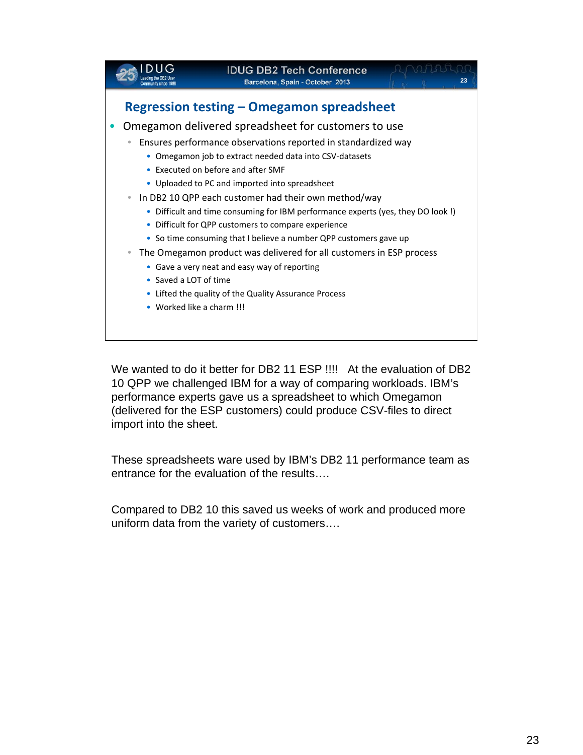## Regression testing – Omegamon spreadsheet

- Omegamon delivered spreadsheet for customers to use
  - Ensures performance observations reported in standardized way
    - Omegamon job to extract needed data into CSV-datasets
    - Executed on before and after SMF
    - Uploaded to PC and imported into spreadsheet
  - In DB2 10 QPP each customer had their own method/way
    - Difficult and time consuming for IBM performance experts (yes, they DO look !)
    - Difficult for QPP customers to compare experience
    - So time consuming that I believe a number QPP customers gave up
  - The Omegamon product was delivered for all customers in ESP process
    - Gave a very neat and easy way of reporting
    - Saved a LOT of time
    - Lifted the quality of the Quality Assurance Process
    - Worked like a charm !!!

We wanted to do it better for DB2 11 ESP !!!! At the evaluation of DB2 10 QPP we challenged IBM for a way of comparing workloads. IBM's performance experts gave us a spreadsheet to which Omegamon (delivered for the ESP customers) could produce CSV-files to direct import into the sheet.

These spreadsheets ware used by IBM's DB2 11 performance team as entrance for the evaluation of the results….

Compared to DB2 10 this saved us weeks of work and produced more uniform data from the variety of customers….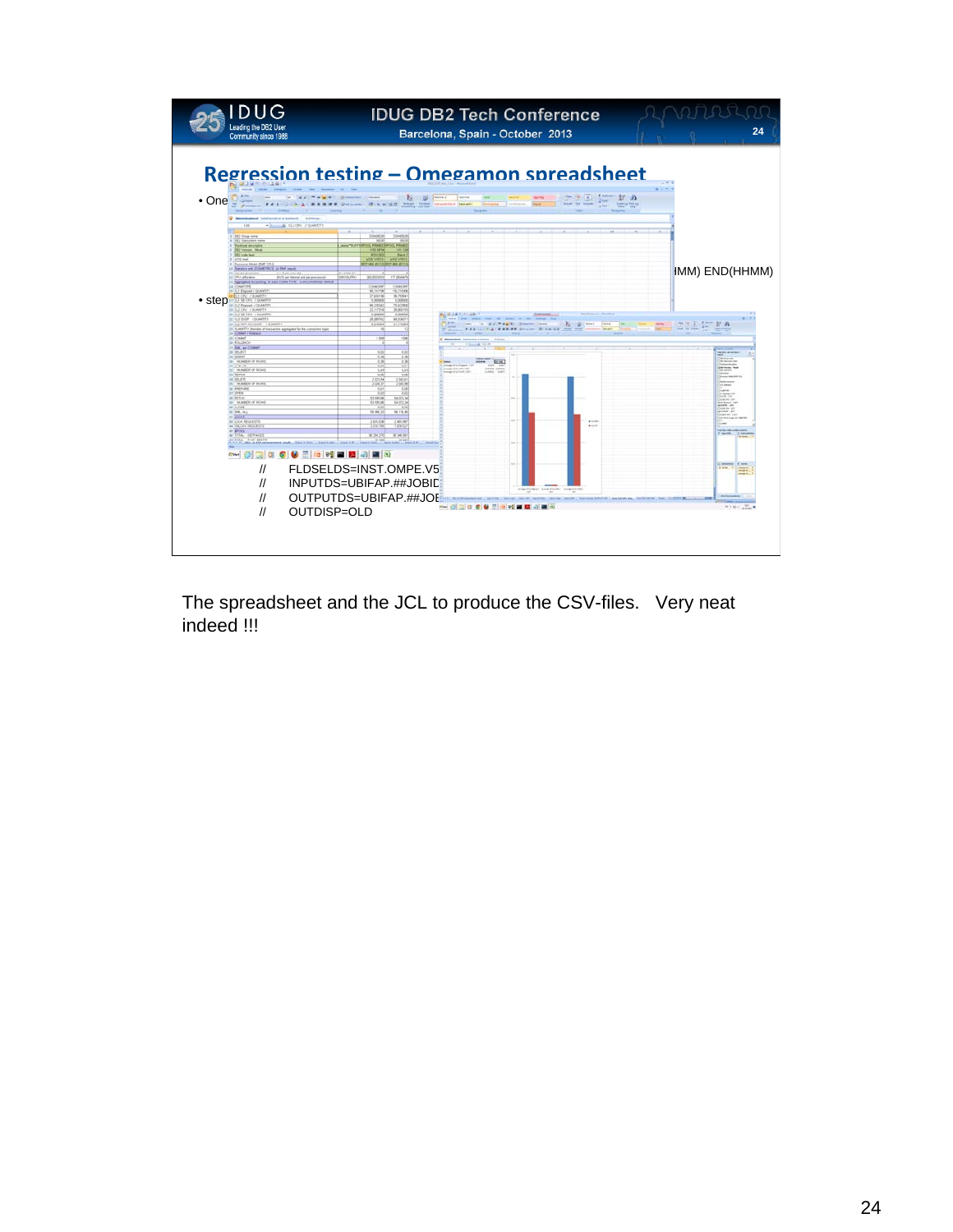## Regression testing – Omegamon spreadsheet

- One
- step

IMM) END(HHMM)

```
//     FLDSELDS=INST.OMPE.V5
//     INPUTDS=UBIFAP.##JOBID
//     OUTPUTDS=UBIFAP.##JOE
//     OUTDISP=OLD
```

The spreadsheet and the JCL to produce the CSV-files. Very neat indeed !!!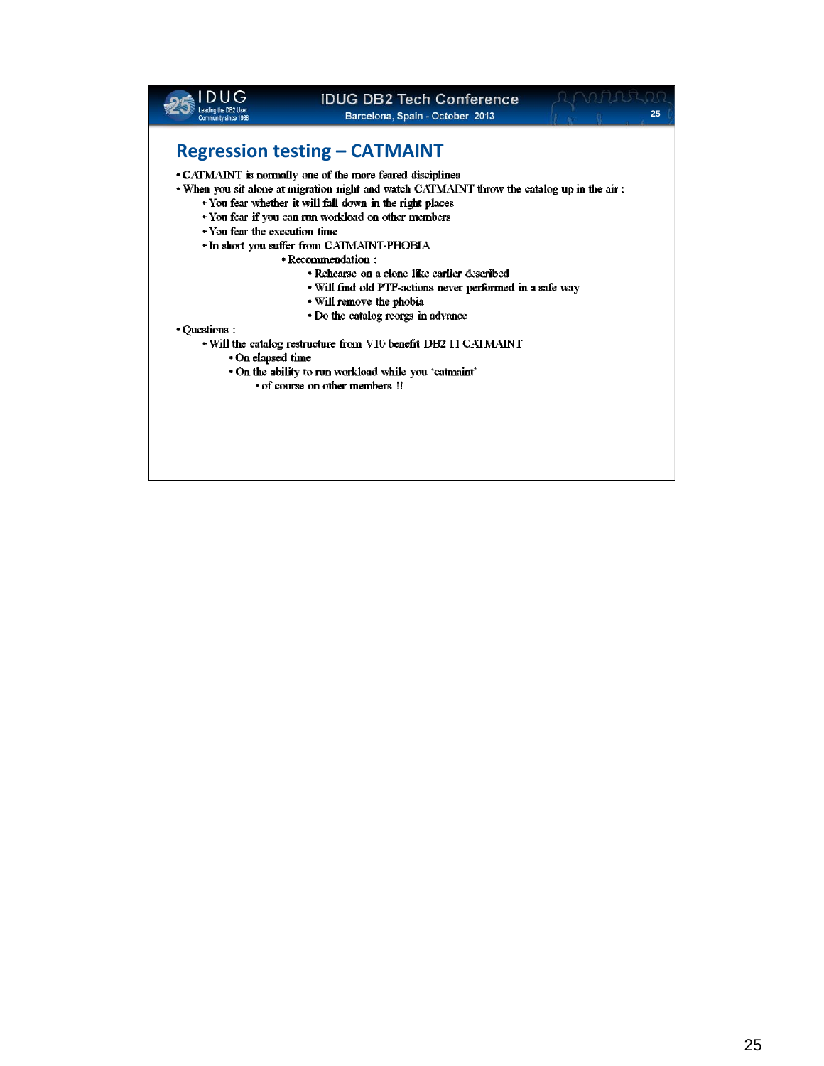## Regression testing – CATMAINT

- CATMAINT is normally one of the more feared disciplines
- When you sit alone at migration night and watch CATMAINT throw the catalog up in the air :
  - You fear whether it will fall down in the right places
  - You fear if you can run workload on other members
  - You fear the execution time
  - In short you suffer from CATMAINT-PHOBIA
    - Recommendation :
      - Rehearse on a clone like earlier described
      - Will find old PTF-actions never performed in a safe way
      - Will remove the phobia
      - Do the catalog reorgs in advance
- Questions :
  - Will the catalog restructure from V10 benefit DB2 11 CATMAINT
    - On elapsed time
    - On the ability to run workload while you 'catmaint'
      - of course on other members !!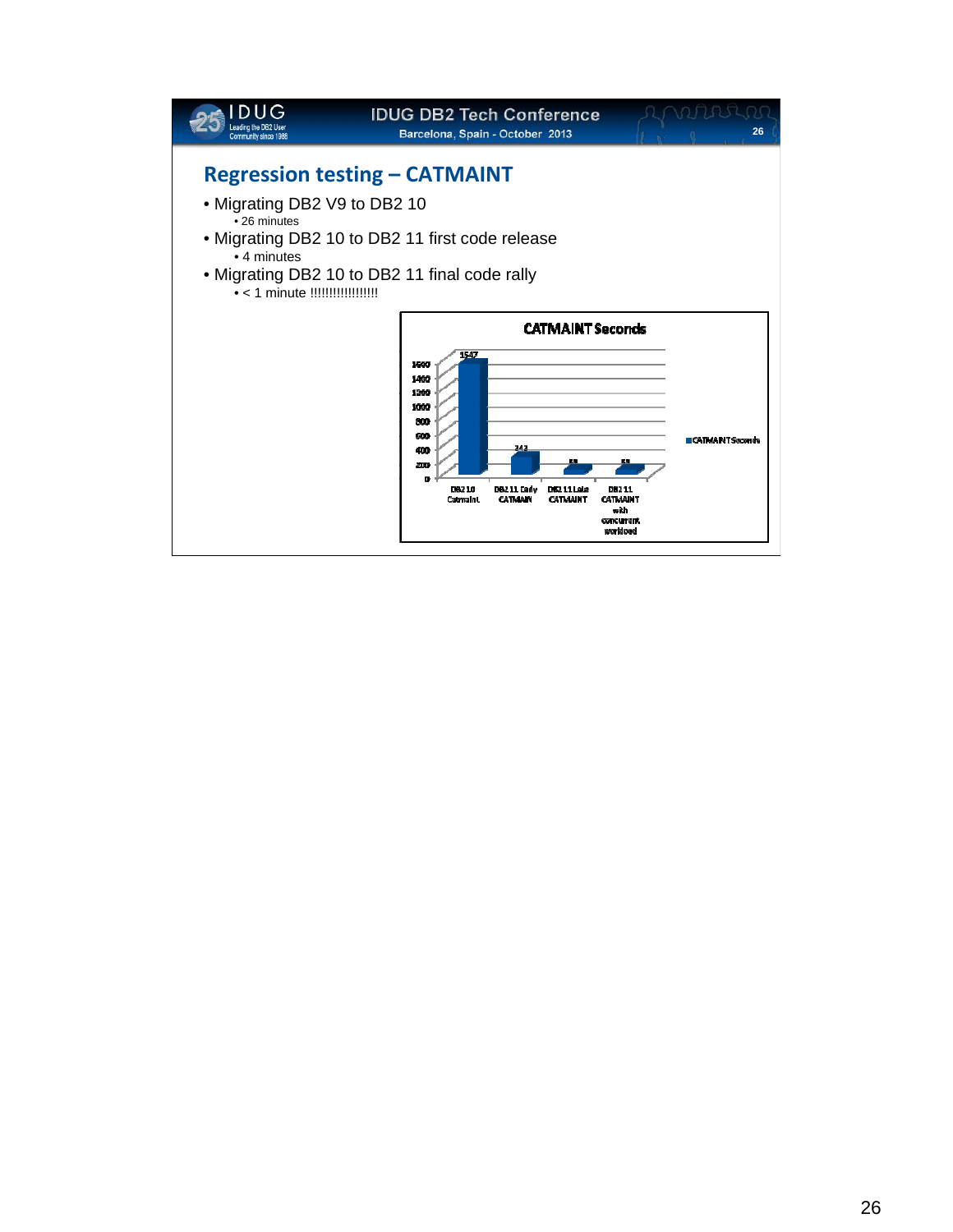## Regression testing – CATMAINT

- Migrating DB2 V9 to DB2 10
  - 26 minutes
- Migrating DB2 10 to DB2 11 first code release
  - 4 minutes
- Migrating DB2 10 to DB2 11 final code rally
  - < 1 minute !!!!!!!!!!!!!!!!!

**CATMAINT Seconds**

| | CATMAINT Seconds |
|---|---|
| DB2 10 Catmaint | 1547 |
| DB2 11 Early CATMAIN | 242 |
| DB2 11 Late CATMAINT | 55 |
| DB2 11 CATMAINT with concurrent workload | 55 |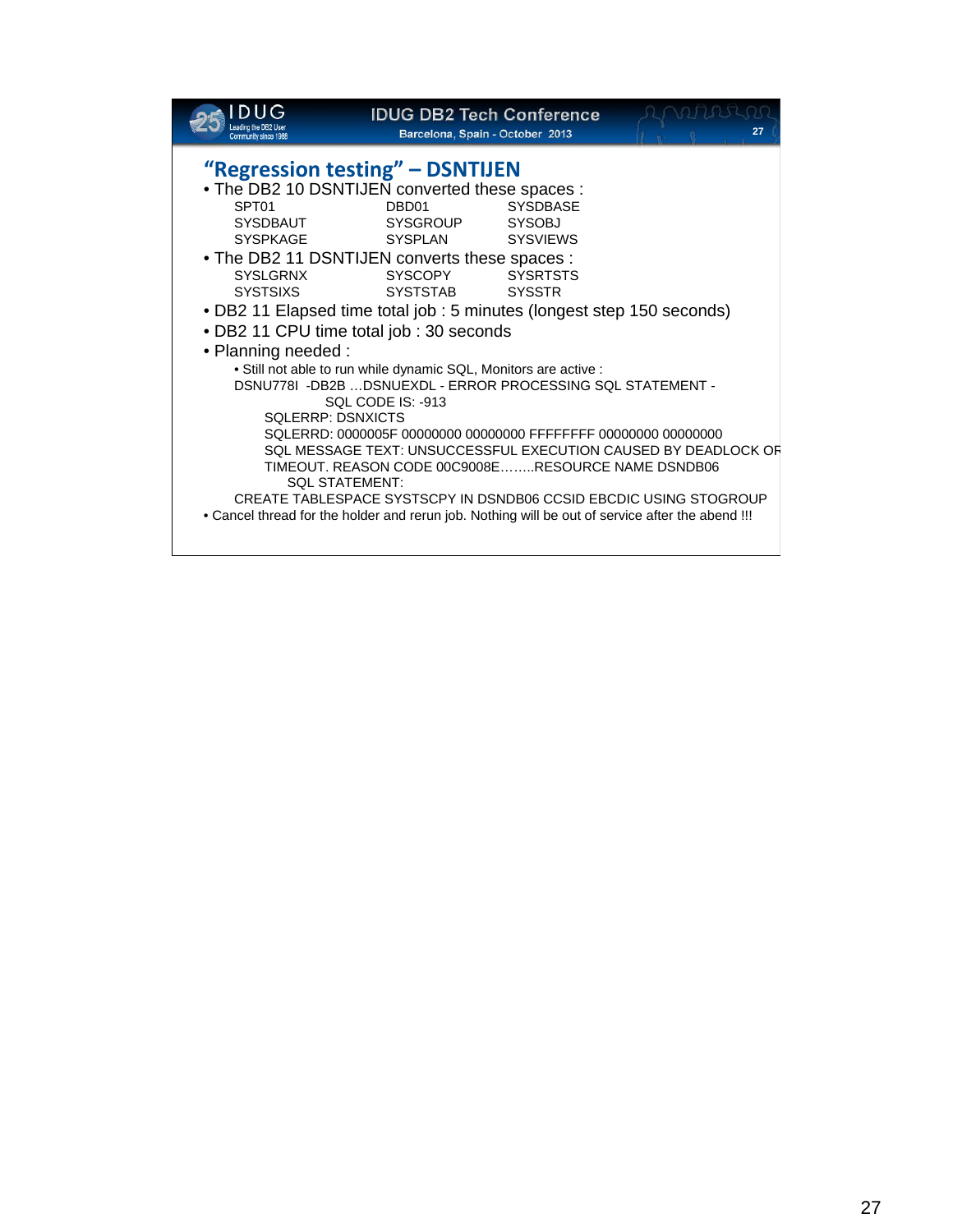## "Regression testing" – DSNTIJEN

- The DB2 10 DSNTIJEN converted these spaces :

| | | |
|---|---|---|
| SPT01 | DBD01 | SYSDBASE |
| SYSDBAUT | SYSGROUP | SYSOBJ |
| SYSPKAGE | SYSPLAN | SYSVIEWS |

- The DB2 11 DSNTIJEN converts these spaces :

| | | |
|---|---|---|
| SYSLGRNX | SYSCOPY | SYSRTSTS |
| SYSTSIXS | SYSTSTAB | SYSSTR |

- DB2 11 Elapsed time total job : 5 minutes (longest step 150 seconds)
- DB2 11 CPU time total job : 30 seconds
- Planning needed :
  - Still not able to run while dynamic SQL, Monitors are active :

```
DSNU778I -DB2B …DSNUEXDL - ERROR PROCESSING SQL STATEMENT -
              SQL CODE IS: -913
     SQLERRP: DSNXICTS
     SQLERRD: 0000005F 00000000 00000000 FFFFFFFF 00000000 00000000
     SQL MESSAGE TEXT: UNSUCCESSFUL EXECUTION CAUSED BY DEADLOCK OR
     TIMEOUT. REASON CODE 00C9008E……..RESOURCE NAME DSNDB06
         SQL STATEMENT:
CREATE TABLESPACE SYSTSCPY IN DSNDB06 CCSID EBCDIC USING STOGROUP
```

- Cancel thread for the holder and rerun job. Nothing will be out of service after the abend !!!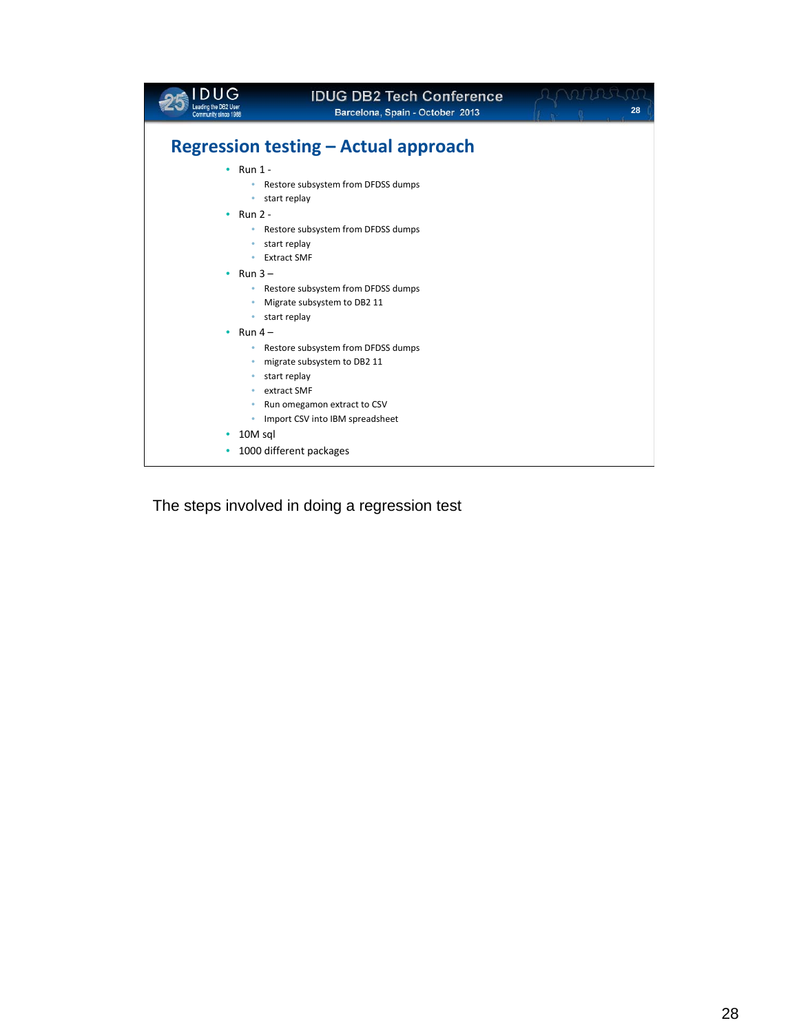## Regression testing – Actual approach

- Run 1 -
  - Restore subsystem from DFDSS dumps
  - start replay
- Run 2 -
  - Restore subsystem from DFDSS dumps
  - start replay
  - Extract SMF
- Run 3 –
  - Restore subsystem from DFDSS dumps
  - Migrate subsystem to DB2 11
  - start replay
- Run 4 –
  - Restore subsystem from DFDSS dumps
  - migrate subsystem to DB2 11
  - start replay
  - extract SMF
  - Run omegamon extract to CSV
  - Import CSV into IBM spreadsheet
- 10M sql
- 1000 different packages

The steps involved in doing a regression test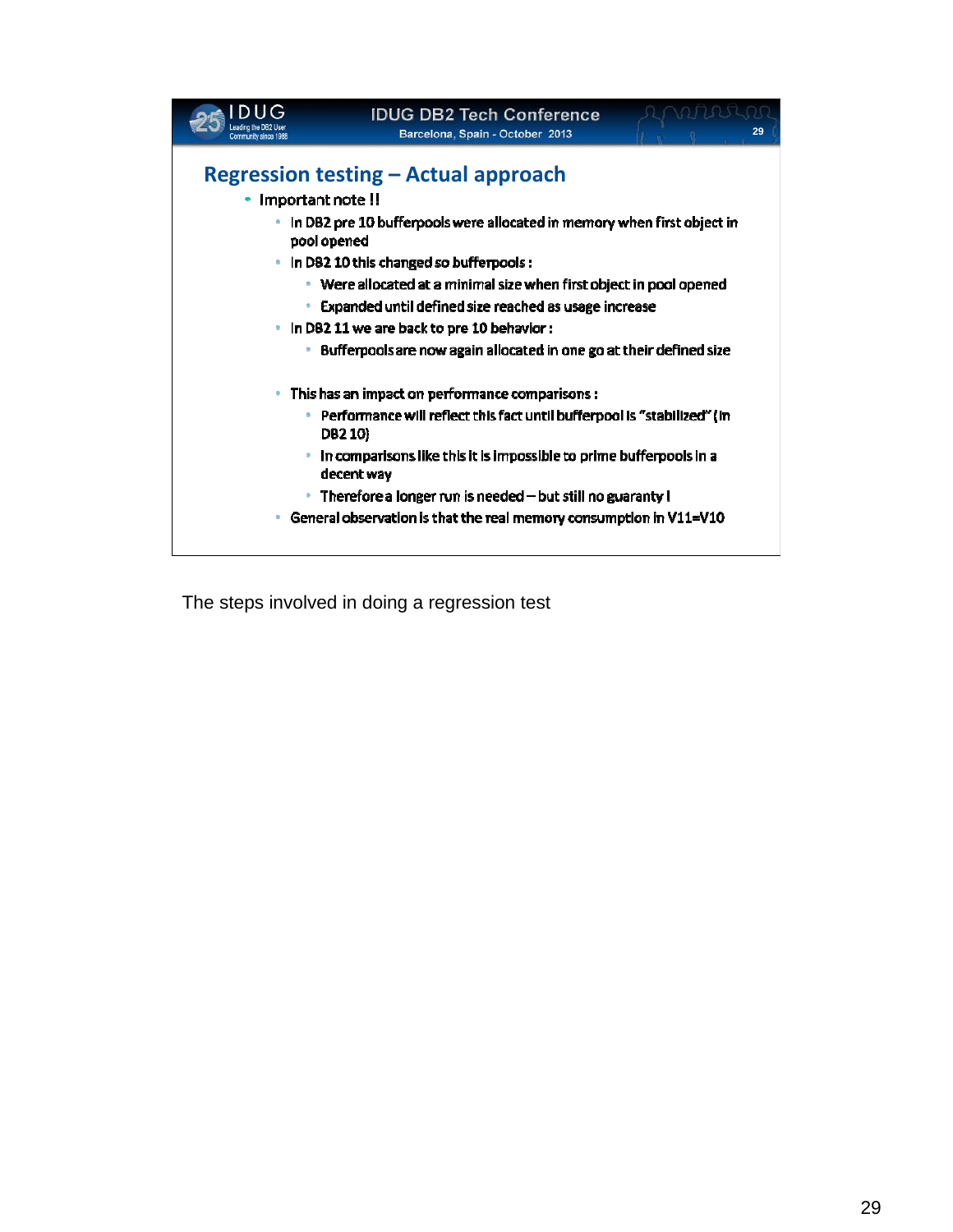## Regression testing – Actual approach

- Important note !!
  - In DB2 pre 10 bufferpools were allocated in memory when first object in pool opened
  - In DB2 10 this changed so bufferpools :
    - Were allocated at a minimal size when first object in pool opened
    - Expanded until defined size reached as usage increase
  - In DB2 11 we are back to pre 10 behavior :
    - Bufferpools are now again allocated in one go at their defined size

  - This has an impact on performance comparisons :
    - Performance will reflect this fact until bufferpool is "stabilized" (in DB2 10)
    - In comparisons like this it is impossible to prime bufferpools in a decent way
    - Therefore a longer run is needed – but still no guaranty !
  - General observation is that the real memory consumption in V11=V10

The steps involved in doing a regression test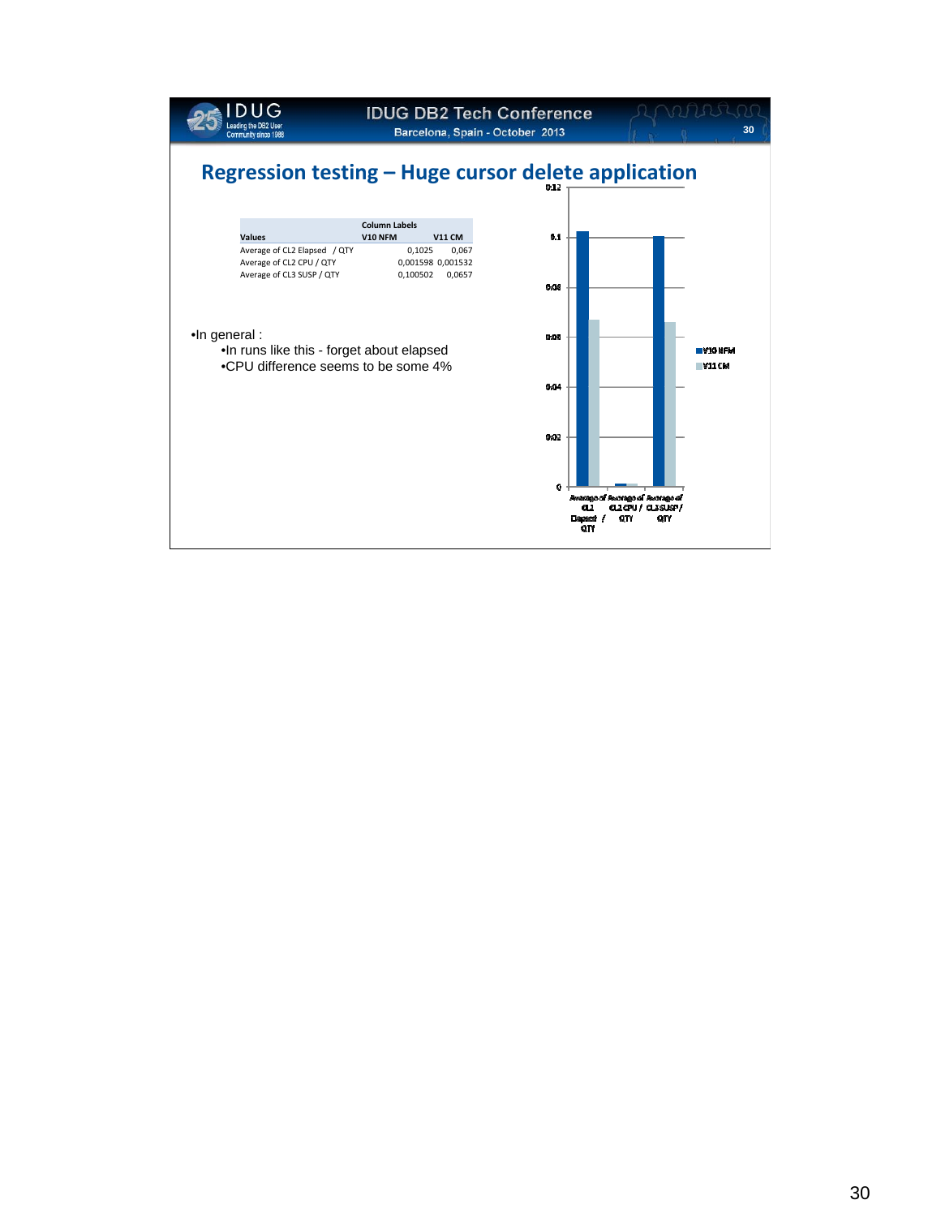# Regression testing – Huge cursor delete application

| Values | Column Labels V10 NFM | V11 CM |
| --- | --- | --- |
| Average of CL2 Elapsed / QTY | 0,1025 | 0,067 |
| Average of CL2 CPU / QTY | 0,001598 | 0,001532 |
| Average of CL3 SUSP / QTY | 0,100502 | 0,0657 |

- In general :
  - In runs like this - forget about elapsed
  - CPU difference seems to be some 4%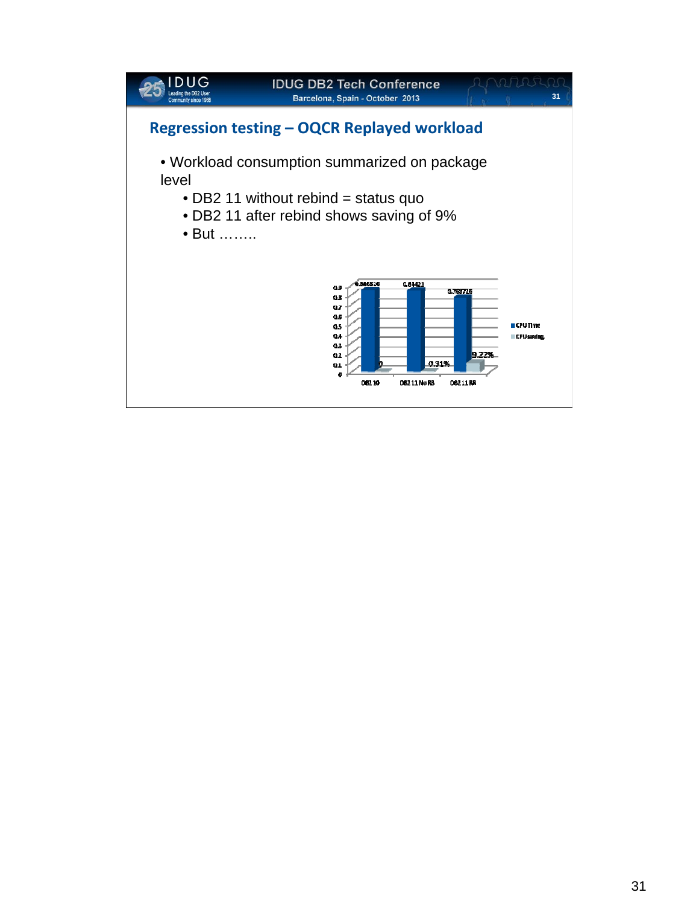## Regression testing – OQCR Replayed workload

- Workload consumption summarized on package level
  - DB2 11 without rebind = status quo
  - DB2 11 after rebind shows saving of 9%
  - But ……..

| | CPU Time | CPU saving |
|---|---|---|
| DB2 10 | 0.846826 | 0 |
| DB2 11 No RB | 0.84421 | 0.31% |
| DB2 11 RB | 0.768716 | 9.22% |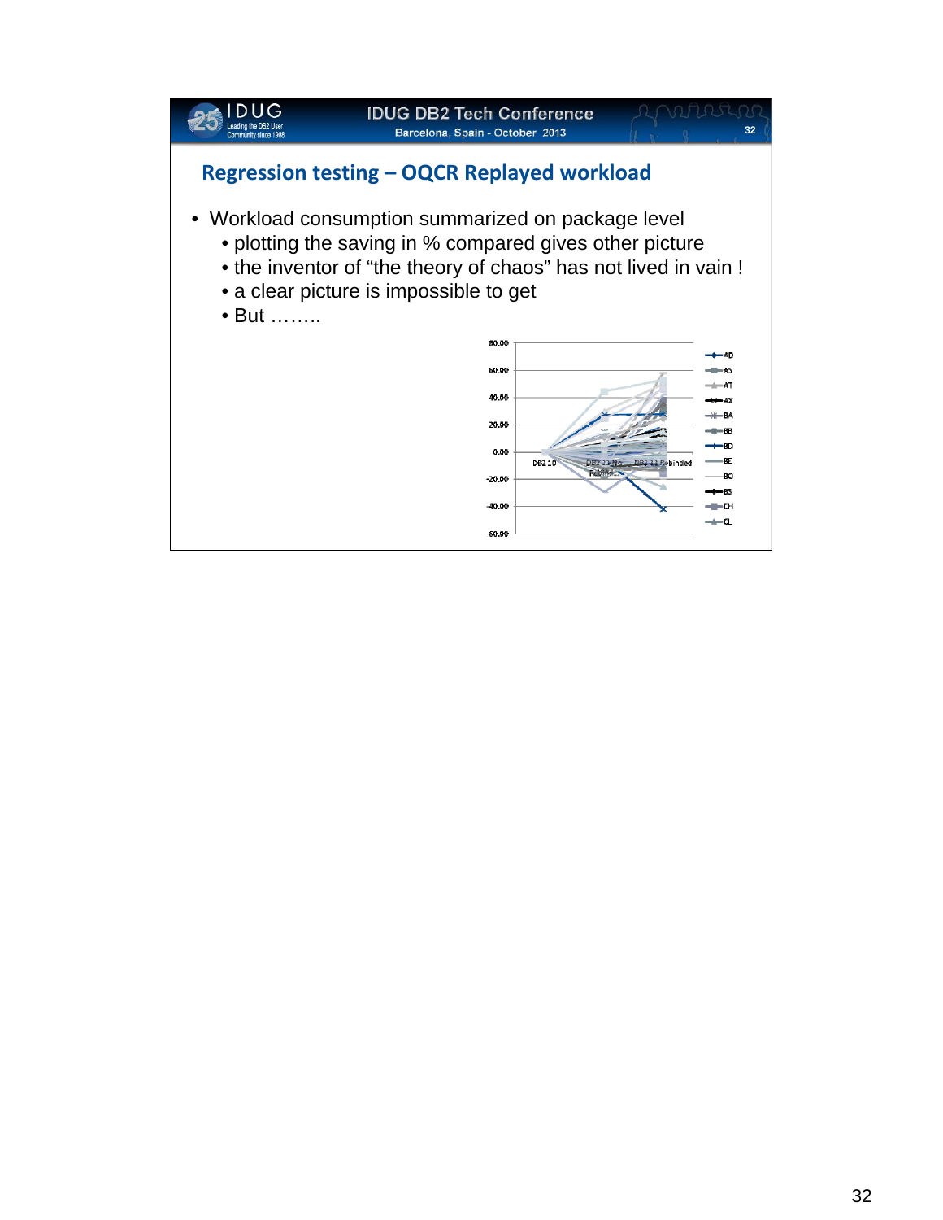## Regression testing – OQCR Replayed workload

- Workload consumption summarized on package level
  - plotting the saving in % compared gives other picture
  - the inventor of “the theory of chaos” has not lived in vain !
  - a clear picture is impossible to get
  - But ……..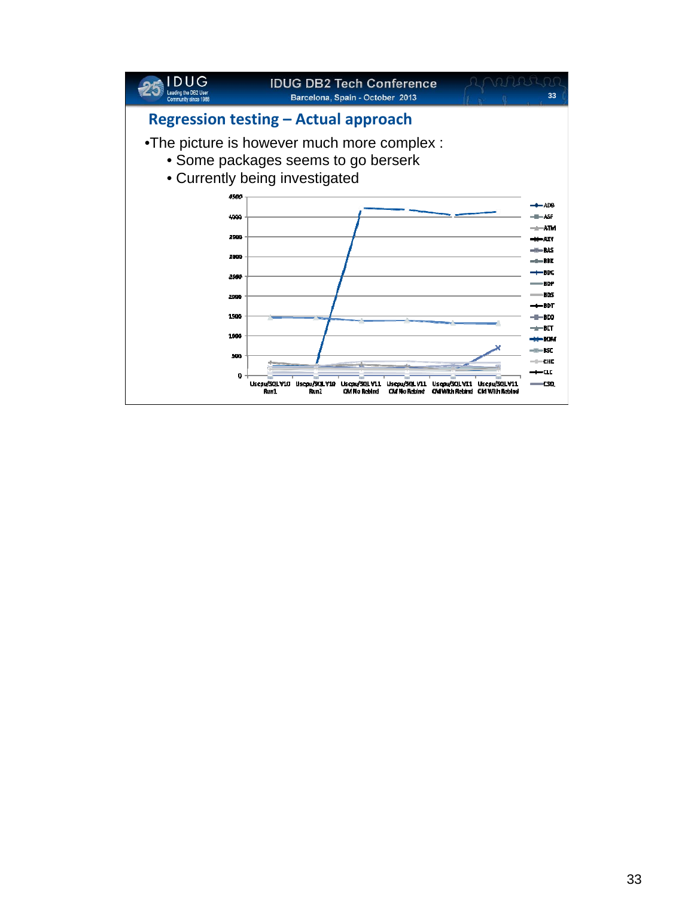## Regression testing – Actual approach

- The picture is however much more complex :
  - Some packages seems to go berserk
  - Currently being investigated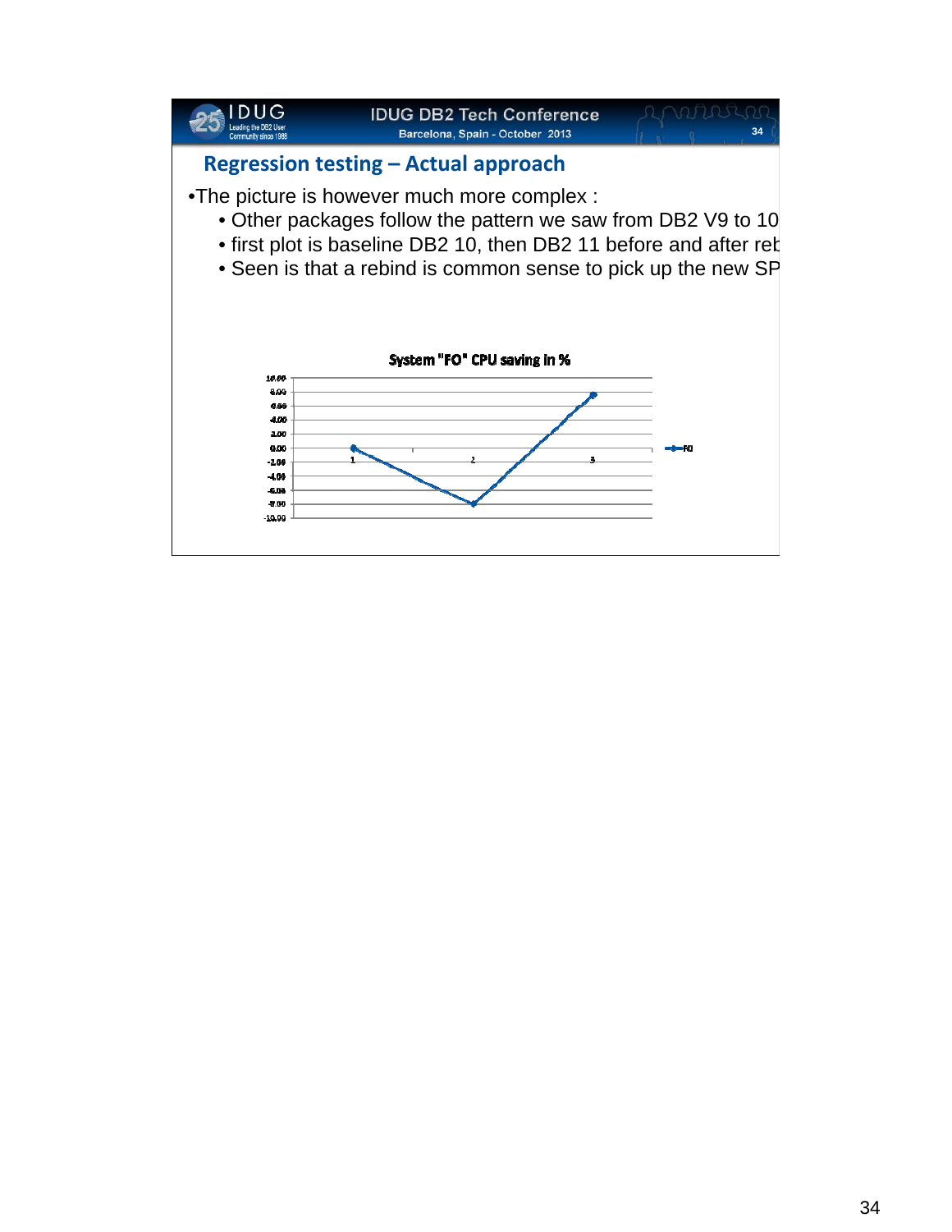## Regression testing – Actual approach

- The picture is however much more complex :
  - Other packages follow the pattern we saw from DB2 V9 to 10
  - first plot is baseline DB2 10, then DB2 11 before and after reb
  - Seen is that a rebind is common sense to pick up the new SP

System "FO" CPU saving in %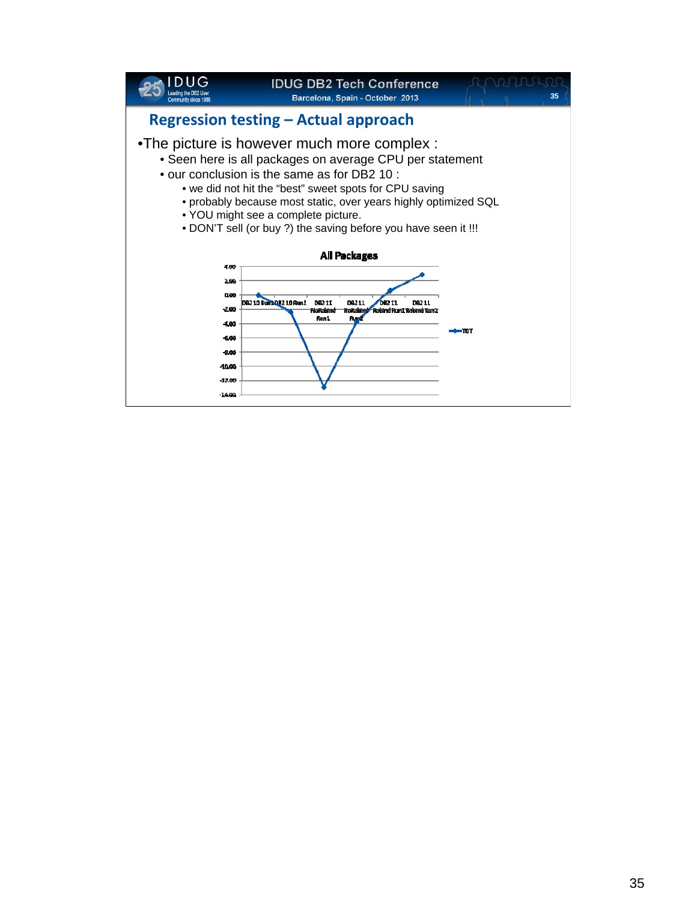## Regression testing – Actual approach

- The picture is however much more complex :
  - Seen here is all packages on average CPU per statement
  - our conclusion is the same as for DB2 10 :
    - we did not hit the "best" sweet spots for CPU saving
    - probably because most static, over years highly optimized SQL
    - YOU might see a complete picture.
    - DON'T sell (or buy ?) the saving before you have seen it !!!

**All Packages**

| | DB2 10 Run1 | DB2 10 Run2 | DB2 11 NoRoland Run1 | DB2 11 NoRoland Run2 | DB2 11 Roland Run1 | DB2 11 Roland Run2 |
|---|---|---|---|---|---|---|
| TST | 0.00 | -2.00 | -13.00 | -4.00 | 1.00 | 3.00 |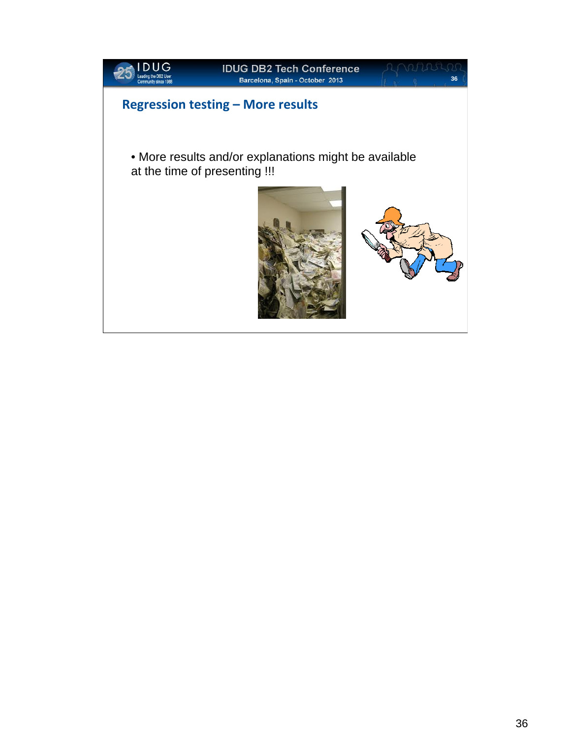## Regression testing – More results

- More results and/or explanations might be available at the time of presenting !!!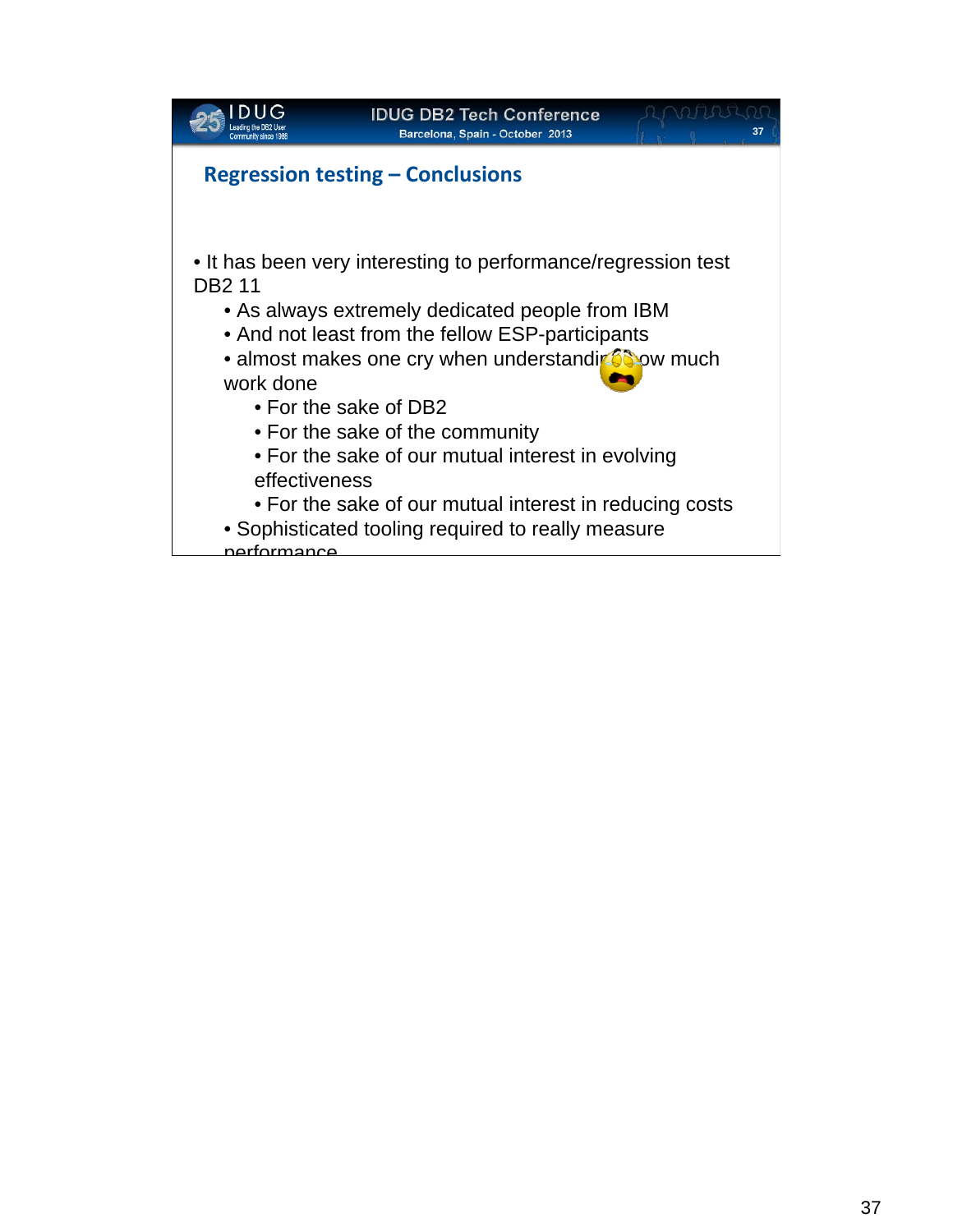## Regression testing – Conclusions

- It has been very interesting to performance/regression test DB2 11
  - As always extremely dedicated people from IBM
  - And not least from the fellow ESP-participants
  - almost makes one cry when understanding how much work done
    - For the sake of DB2
    - For the sake of the community
    - For the sake of our mutual interest in evolving effectiveness
    - For the sake of our mutual interest in reducing costs
  - Sophisticated tooling required to really measure performance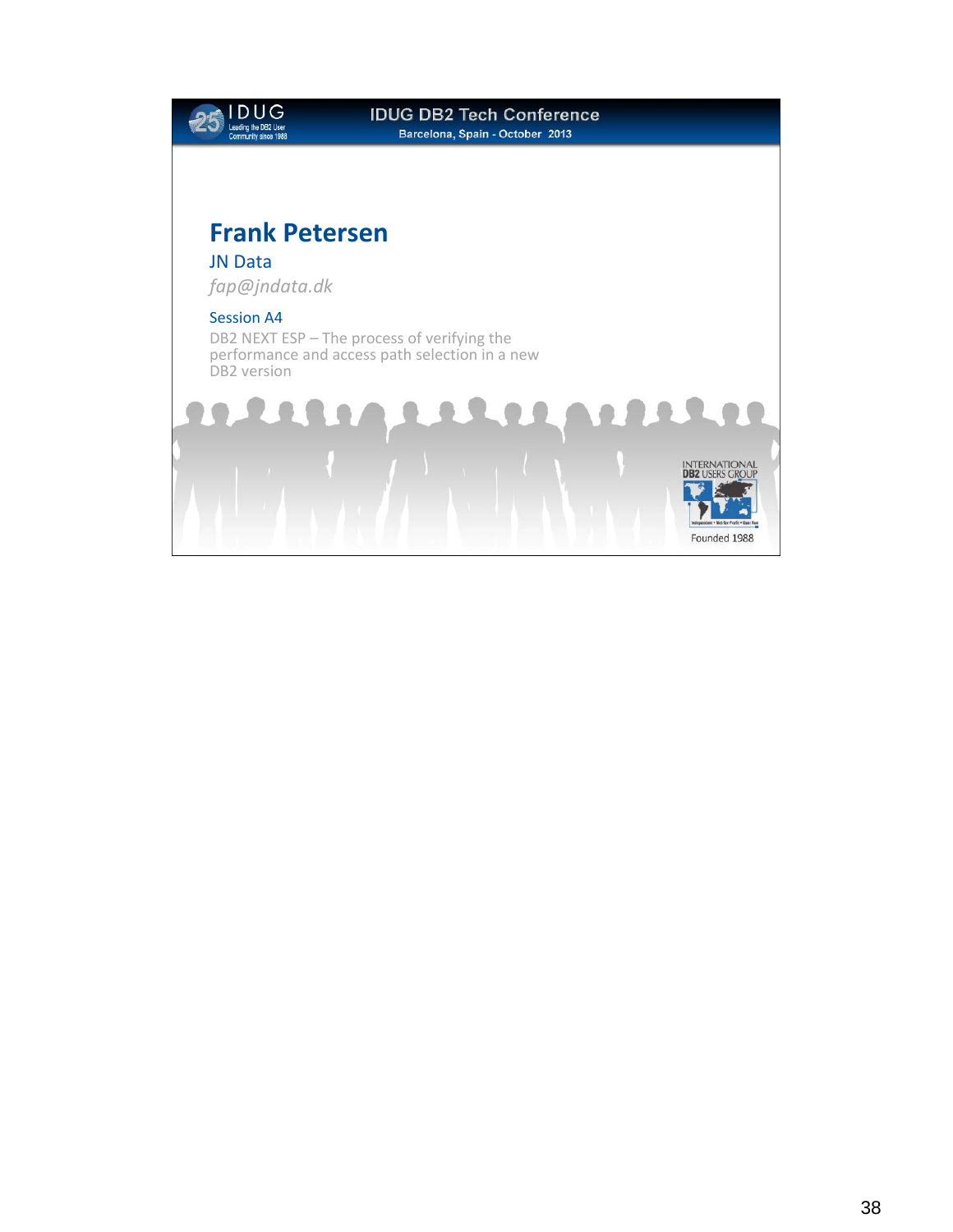IDUG DB2 Tech Conference

Barcelona, Spain - October 2013

# Frank Petersen

JN Data

*fap@jndata.dk*

Session A4

DB2 NEXT ESP – The process of verifying the performance and access path selection in a new DB2 version

INTERNATIONAL DB2 USERS GROUP

Founded 1988